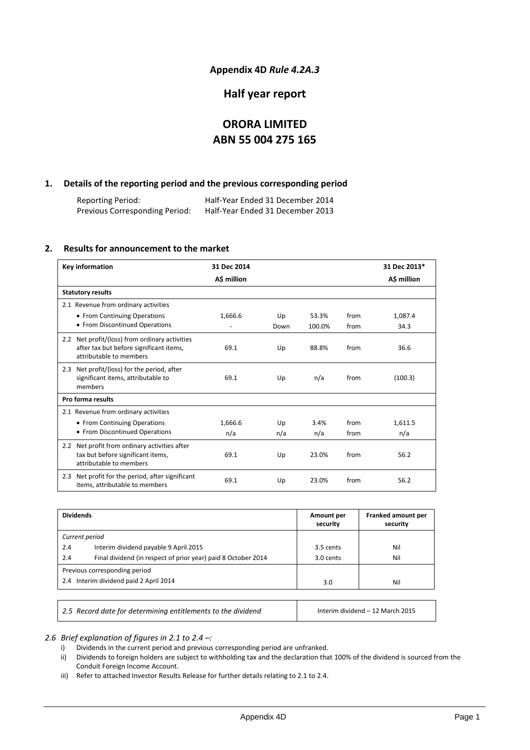**Appendix 4D** *Rule 4.2A.3*

# Half year report

# ORORA LIMITED
# ABN 55 004 275 165

## 1. Details of the reporting period and the previous corresponding period

| | |
|---|---|
| Reporting Period: | Half-Year Ended 31 December 2014 |
| Previous Corresponding Period: | Half-Year Ended 31 December 2013 |

## 2. Results for announcement to the market

| Key information | 31 Dec 2014 A$ million | | | | 31 Dec 2013* A$ million |
|---|---|---|---|---|---|
| **Statutory results** | | | | | |
| 2.1 Revenue from ordinary activities | | | | | |
| • From Continuing Operations | 1,666.6 | Up | 53.3% | from | 1,087.4 |
| • From Discontinued Operations | - | Down | 100.0% | from | 34.3 |
| 2.2 Net profit/(loss) from ordinary activities after tax but before significant items, attributable to members | 69.1 | Up | 88.8% | from | 36.6 |
| 2.3 Net profit/(loss) for the period, after significant items, attributable to members | 69.1 | Up | n/a | from | (100.3) |
| **Pro forma results** | | | | | |
| 2.1 Revenue from ordinary activities | | | | | |
| • From Continuing Operations | 1,666.6 | Up | 3.4% | from | 1,611.5 |
| • From Discontinued Operations | n/a | n/a | n/a | from | n/a |
| 2.2 Net profit from ordinary activities after tax but before significant items, attributable to members | 69.1 | Up | 23.0% | from | 56.2 |
| 2.3 Net profit for the period, after significant items, attributable to members | 69.1 | Up | 23.0% | from | 56.2 |

| Dividends | | Amount per security | Franked amount per security |
|---|---|---|---|
| *Current period* | | | |
| 2.4 | Interim dividend payable 9 April 2015 | 3.5 cents | Nil |
| 2.4 | Final dividend (in respect of prior year) paid 8 October 2014 | 3.0 cents | Nil |
| Previous corresponding period | | | |
| 2.4 | Interim dividend paid 2 April 2014 | 3.0 | Nil |

| | |
|---|---|
| *2.5 Record date for determining entitlements to the dividend* | Interim dividend – 12 March 2015 |

*2.6 Brief explanation of figures in 2.1 to 2.4 –:*

i) Dividends in the current period and previous corresponding period are unfranked.
ii) Dividends to foreign holders are subject to withholding tax and the declaration that 100% of the dividend is sourced from the Conduit Foreign Income Account.
iii) Refer to attached Investor Results Release for further details relating to 2.1 to 2.4.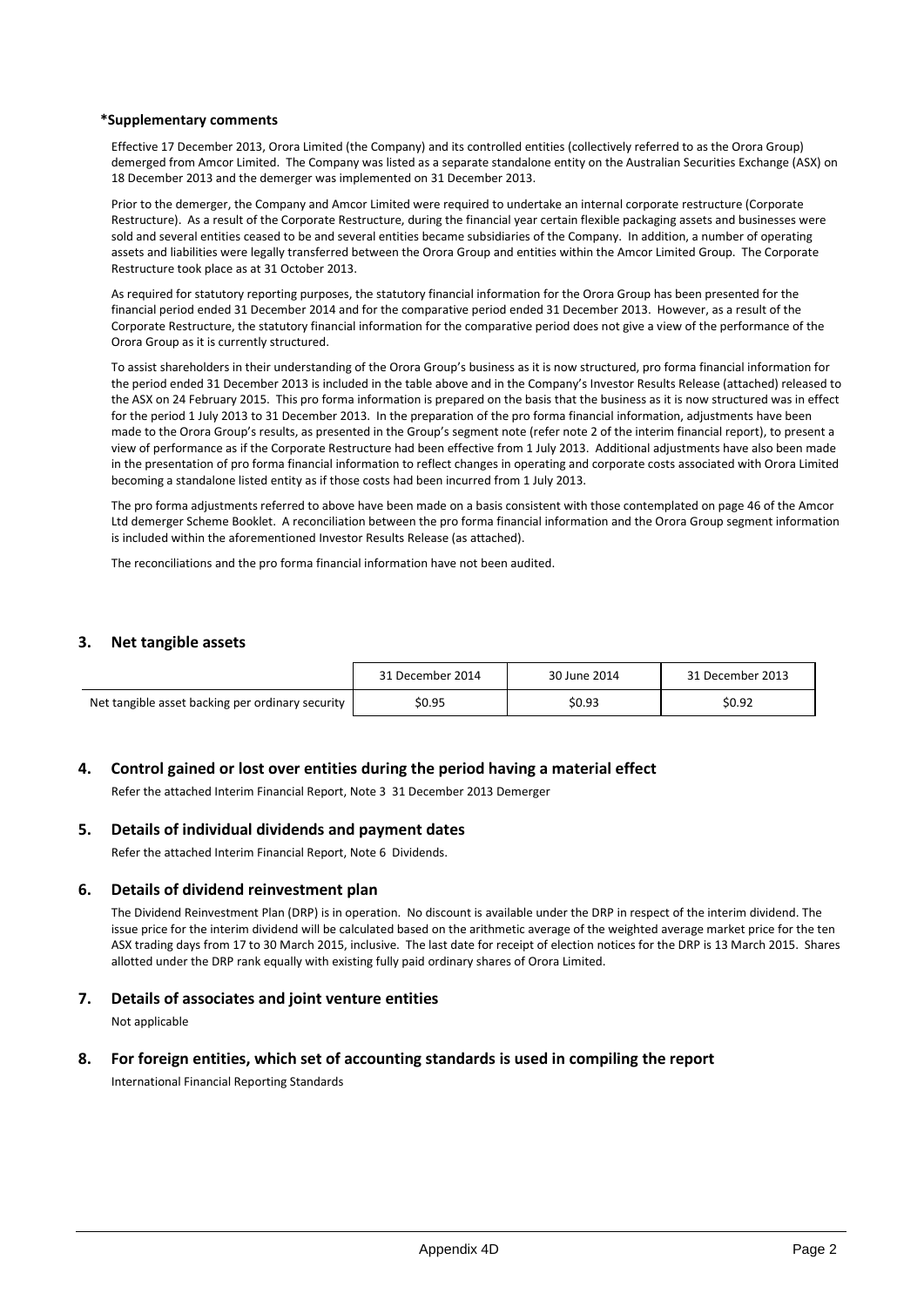**\*Supplementary comments**

Effective 17 December 2013, Orora Limited (the Company) and its controlled entities (collectively referred to as the Orora Group) demerged from Amcor Limited. The Company was listed as a separate standalone entity on the Australian Securities Exchange (ASX) on 18 December 2013 and the demerger was implemented on 31 December 2013.

Prior to the demerger, the Company and Amcor Limited were required to undertake an internal corporate restructure (Corporate Restructure). As a result of the Corporate Restructure, during the financial year certain flexible packaging assets and businesses were sold and several entities ceased to be and several entities became subsidiaries of the Company. In addition, a number of operating assets and liabilities were legally transferred between the Orora Group and entities within the Amcor Limited Group. The Corporate Restructure took place as at 31 October 2013.

As required for statutory reporting purposes, the statutory financial information for the Orora Group has been presented for the financial period ended 31 December 2014 and for the comparative period ended 31 December 2013. However, as a result of the Corporate Restructure, the statutory financial information for the comparative period does not give a view of the performance of the Orora Group as it is currently structured.

To assist shareholders in their understanding of the Orora Group's business as it is now structured, pro forma financial information for the period ended 31 December 2013 is included in the table above and in the Company's Investor Results Release (attached) released to the ASX on 24 February 2015. This pro forma information is prepared on the basis that the business as it is now structured was in effect for the period 1 July 2013 to 31 December 2013. In the preparation of the pro forma financial information, adjustments have been made to the Orora Group's results, as presented in the Group's segment note (refer note 2 of the interim financial report), to present a view of performance as if the Corporate Restructure had been effective from 1 July 2013. Additional adjustments have also been made in the presentation of pro forma financial information to reflect changes in operating and corporate costs associated with Orora Limited becoming a standalone listed entity as if those costs had been incurred from 1 July 2013.

The pro forma adjustments referred to above have been made on a basis consistent with those contemplated on page 46 of the Amcor Ltd demerger Scheme Booklet. A reconciliation between the pro forma financial information and the Orora Group segment information is included within the aforementioned Investor Results Release (as attached).

The reconciliations and the pro forma financial information have not been audited.

## 3. Net tangible assets

| | 31 December 2014 | 30 June 2014 | 31 December 2013 |
|---|---|---|---|
| Net tangible asset backing per ordinary security | $0.95 | $0.93 | $0.92 |

## 4. Control gained or lost over entities during the period having a material effect

Refer the attached Interim Financial Report, Note 3 31 December 2013 Demerger

## 5. Details of individual dividends and payment dates

Refer the attached Interim Financial Report, Note 6 Dividends.

## 6. Details of dividend reinvestment plan

The Dividend Reinvestment Plan (DRP) is in operation. No discount is available under the DRP in respect of the interim dividend. The issue price for the interim dividend will be calculated based on the arithmetic average of the weighted average market price for the ten ASX trading days from 17 to 30 March 2015, inclusive. The last date for receipt of election notices for the DRP is 13 March 2015. Shares allotted under the DRP rank equally with existing fully paid ordinary shares of Orora Limited.

## 7. Details of associates and joint venture entities

Not applicable

## 8. For foreign entities, which set of accounting standards is used in compiling the report

International Financial Reporting Standards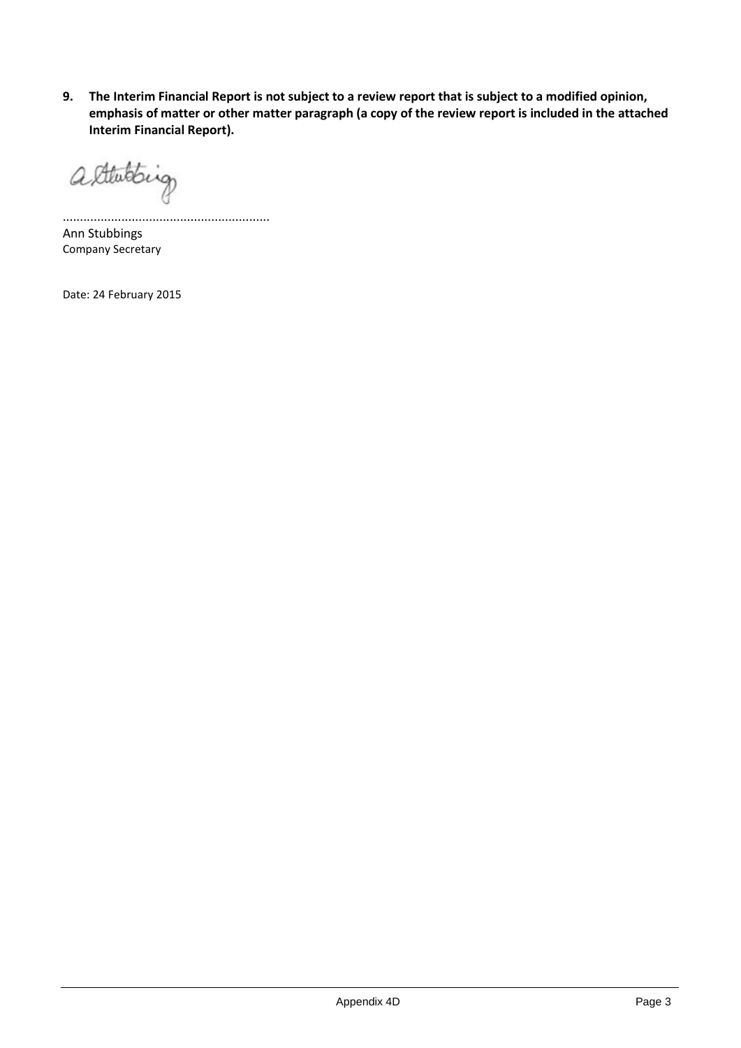**9. The Interim Financial Report is not subject to a review report that is subject to a modified opinion, emphasis of matter or other matter paragraph (a copy of the review report is included in the attached Interim Financial Report).**

..........................................................

Ann Stubbings
Company Secretary

Date: 24 February 2015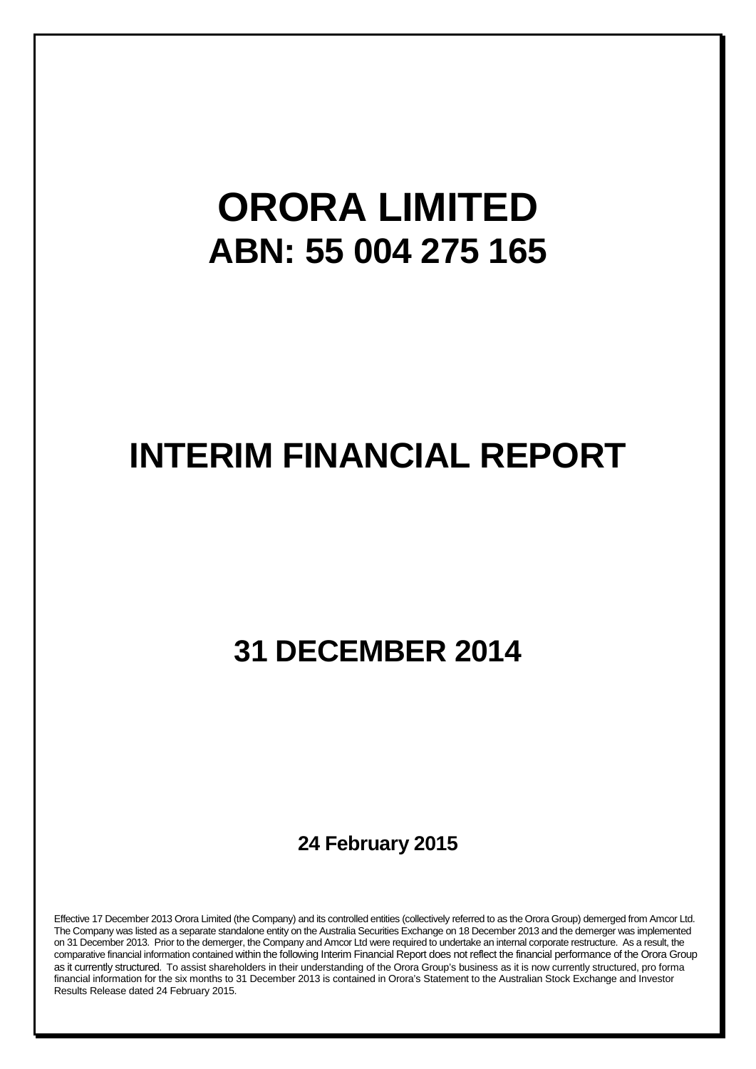# ORORA LIMITED

## ABN: 55 004 275 165

# INTERIM FINANCIAL REPORT

## 31 DECEMBER 2014

**24 February 2015**

Effective 17 December 2013 Orora Limited (the Company) and its controlled entities (collectively referred to as the Orora Group) demerged from Amcor Ltd. The Company was listed as a separate standalone entity on the Australia Securities Exchange on 18 December 2013 and the demerger was implemented on 31 December 2013. Prior to the demerger, the Company and Amcor Ltd were required to undertake an internal corporate restructure. As a result, the comparative financial information contained within the following Interim Financial Report does not reflect the financial performance of the Orora Group as it currently structured. To assist shareholders in their understanding of the Orora Group's business as it is now currently structured, pro forma financial information for the six months to 31 December 2013 is contained in Orora's Statement to the Australian Stock Exchange and Investor Results Release dated 24 February 2015.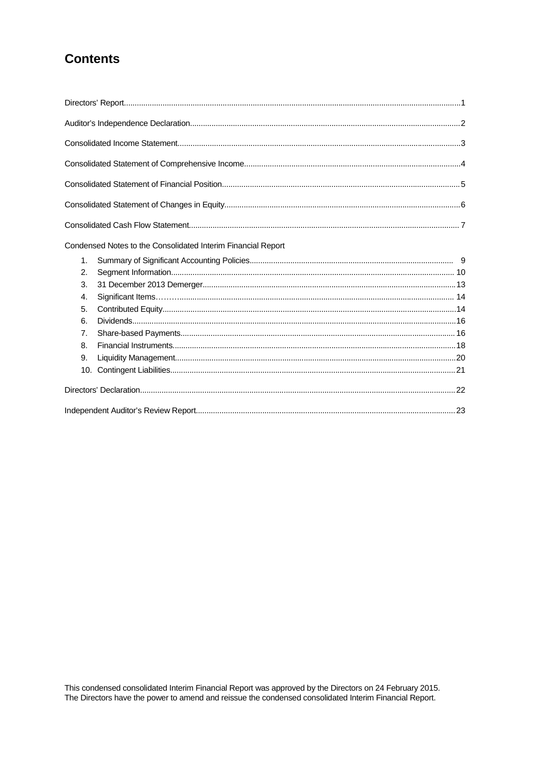# Contents

Directors' Report...1

Auditor's Independence Declaration...2

Consolidated Income Statement...3

Consolidated Statement of Comprehensive Income...4

Consolidated Statement of Financial Position...5

Consolidated Statement of Changes in Equity...6

Consolidated Cash Flow Statement...7

Condensed Notes to the Consolidated Interim Financial Report

1. Summary of Significant Accounting Policies...9
2. Segment Information...10
3. 31 December 2013 Demerger...13
4. Significant Items……...14
5. Contributed Equity...14
6. Dividends...16
7. Share-based Payments...16
8. Financial Instruments...18
9. Liquidity Management...20
10. Contingent Liabilities...21

Directors' Declaration...22

Independent Auditor's Review Report...23

This condensed consolidated Interim Financial Report was approved by the Directors on 24 February 2015.
The Directors have the power to amend and reissue the condensed consolidated Interim Financial Report.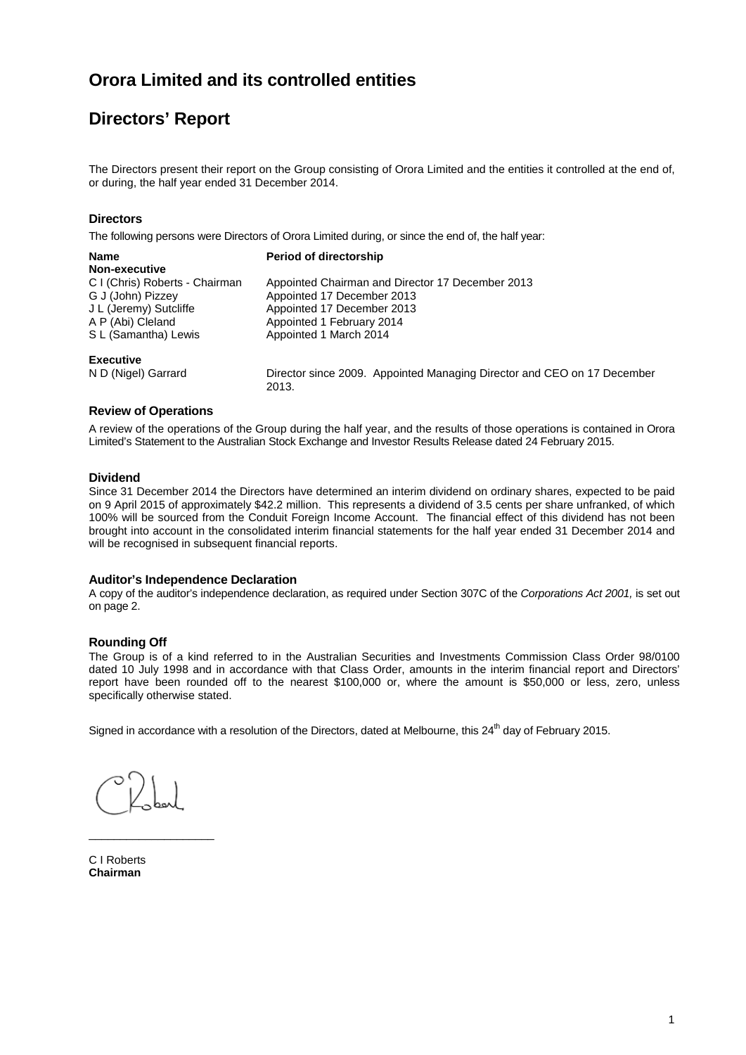# Orora Limited and its controlled entities

# Directors' Report

The Directors present their report on the Group consisting of Orora Limited and the entities it controlled at the end of, or during, the half year ended 31 December 2014.

### Directors

The following persons were Directors of Orora Limited during, or since the end of, the half year:

| Name | Period of directorship |
|---|---|
| **Non-executive** | |
| C I (Chris) Roberts - Chairman | Appointed Chairman and Director 17 December 2013 |
| G J (John) Pizzey | Appointed 17 December 2013 |
| J L (Jeremy) Sutcliffe | Appointed 17 December 2013 |
| A P (Abi) Cleland | Appointed 1 February 2014 |
| S L (Samantha) Lewis | Appointed 1 March 2014 |
| **Executive** | |
| N D (Nigel) Garrard | Director since 2009. Appointed Managing Director and CEO on 17 December 2013. |

### Review of Operations

A review of the operations of the Group during the half year, and the results of those operations is contained in Orora Limited's Statement to the Australian Stock Exchange and Investor Results Release dated 24 February 2015.

### Dividend

Since 31 December 2014 the Directors have determined an interim dividend on ordinary shares, expected to be paid on 9 April 2015 of approximately $42.2 million. This represents a dividend of 3.5 cents per share unfranked, of which 100% will be sourced from the Conduit Foreign Income Account. The financial effect of this dividend has not been brought into account in the consolidated interim financial statements for the half year ended 31 December 2014 and will be recognised in subsequent financial reports.

### Auditor's Independence Declaration

A copy of the auditor's independence declaration, as required under Section 307C of the *Corporations Act 2001,* is set out on page 2.

### Rounding Off

The Group is of a kind referred to in the Australian Securities and Investments Commission Class Order 98/0100 dated 10 July 1998 and in accordance with that Class Order, amounts in the interim financial report and Directors' report have been rounded off to the nearest $100,000 or, where the amount is $50,000 or less, zero, unless specifically otherwise stated.

Signed in accordance with a resolution of the Directors, dated at Melbourne, this 24th day of February 2015.

C I Roberts
**Chairman**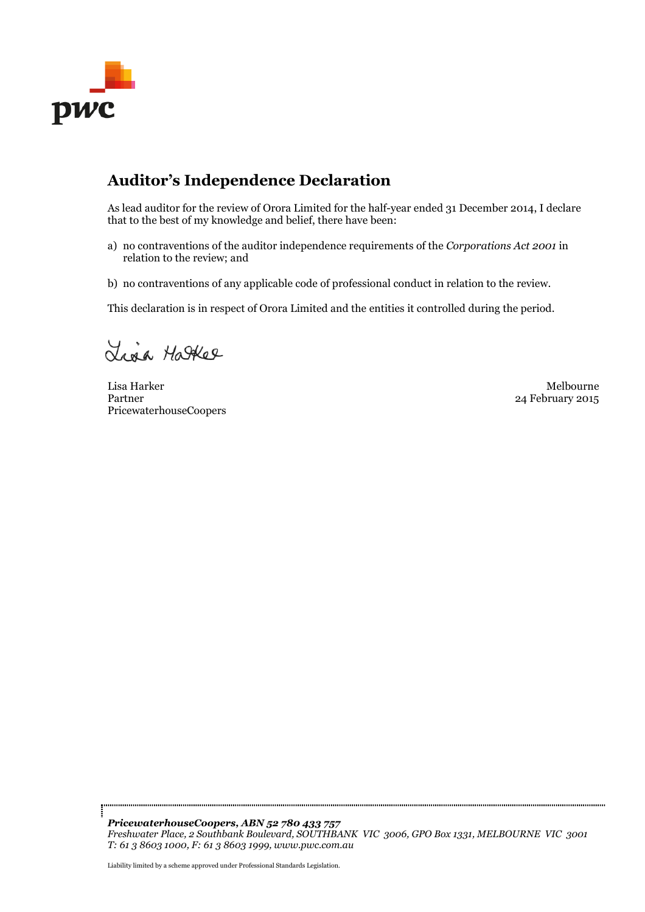## Auditor's Independence Declaration

As lead auditor for the review of Orora Limited for the half-year ended 31 December 2014, I declare that to the best of my knowledge and belief, there have been:

a) no contraventions of the auditor independence requirements of the *Corporations Act 2001* in relation to the review; and

b) no contraventions of any applicable code of professional conduct in relation to the review.

This declaration is in respect of Orora Limited and the entities it controlled during the period.

Lisa Harker
Partner
PricewaterhouseCoopers

Melbourne
24 February 2015

***PricewaterhouseCoopers, ABN 52 780 433 757***
*Freshwater Place, 2 Southbank Boulevard, SOUTHBANK VIC 3006, GPO Box 1331, MELBOURNE VIC 3001*
*T: 61 3 8603 1000, F: 61 3 8603 1999, www.pwc.com.au*

Liability limited by a scheme approved under Professional Standards Legislation.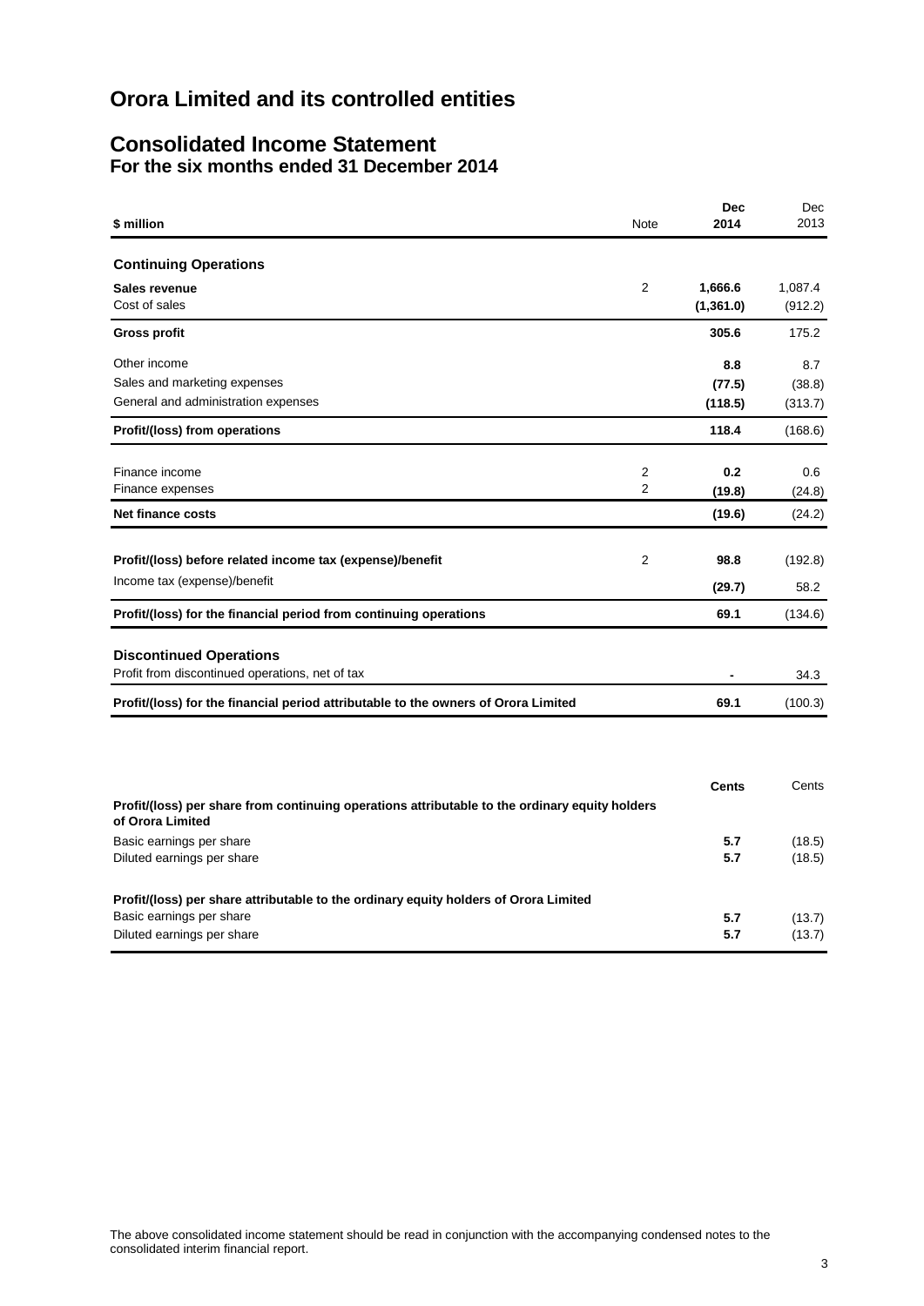# Orora Limited and its controlled entities

## Consolidated Income Statement
### For the six months ended 31 December 2014

| $ million | Note | Dec 2014 | Dec 2013 |
|---|---|---|---|
| **Continuing Operations** | | | |
| **Sales revenue** | 2 | **1,666.6** | 1,087.4 |
| Cost of sales | | **(1,361.0)** | (912.2) |
| **Gross profit** | | **305.6** | 175.2 |
| Other income | | **8.8** | 8.7 |
| Sales and marketing expenses | | **(77.5)** | (38.8) |
| General and administration expenses | | **(118.5)** | (313.7) |
| **Profit/(loss) from operations** | | **118.4** | (168.6) |
| Finance income | 2 | **0.2** | 0.6 |
| Finance expenses | 2 | **(19.8)** | (24.8) |
| **Net finance costs** | | **(19.6)** | (24.2) |
| **Profit/(loss) before related income tax (expense)/benefit** | 2 | **98.8** | (192.8) |
| Income tax (expense)/benefit | | **(29.7)** | 58.2 |
| **Profit/(loss) for the financial period from continuing operations** | | **69.1** | (134.6) |
| **Discontinued Operations** | | | |
| Profit from discontinued operations, net of tax | | **-** | 34.3 |
| **Profit/(loss) for the financial period attributable to the owners of Orora Limited** | | **69.1** | (100.3) |

| | Cents | Cents |
|---|---|---|
| **Profit/(loss) per share from continuing operations attributable to the ordinary equity holders of Orora Limited** | | |
| Basic earnings per share | **5.7** | (18.5) |
| Diluted earnings per share | **5.7** | (18.5) |
| **Profit/(loss) per share attributable to the ordinary equity holders of Orora Limited** | | |
| Basic earnings per share | **5.7** | (13.7) |
| Diluted earnings per share | **5.7** | (13.7) |

The above consolidated income statement should be read in conjunction with the accompanying condensed notes to the consolidated interim financial report.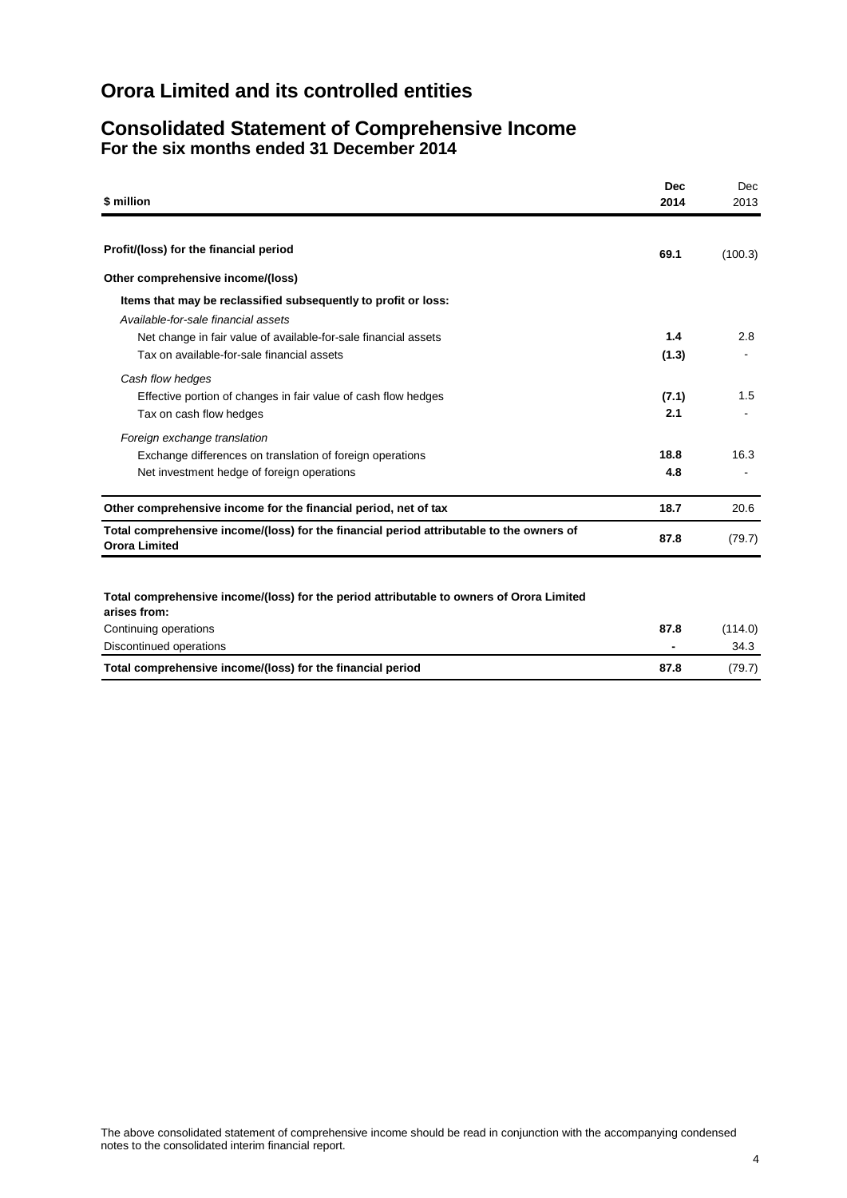# Orora Limited and its controlled entities

## Consolidated Statement of Comprehensive Income
### For the six months ended 31 December 2014

| $ million | **Dec 2014** | Dec 2013 |
|---|---|---|
| **Profit/(loss) for the financial period** | **69.1** | (100.3) |
| **Other comprehensive income/(loss)** | | |
| **Items that may be reclassified subsequently to profit or loss:** | | |
| *Available-for-sale financial assets* | | |
| Net change in fair value of available-for-sale financial assets | **1.4** | 2.8 |
| Tax on available-for-sale financial assets | **(1.3)** | - |
| *Cash flow hedges* | | |
| Effective portion of changes in fair value of cash flow hedges | **(7.1)** | 1.5 |
| Tax on cash flow hedges | **2.1** | - |
| *Foreign exchange translation* | | |
| Exchange differences on translation of foreign operations | **18.8** | 16.3 |
| Net investment hedge of foreign operations | **4.8** | - |
| **Other comprehensive income for the financial period, net of tax** | **18.7** | 20.6 |
| **Total comprehensive income/(loss) for the financial period attributable to the owners of Orora Limited** | **87.8** | (79.7) |

| **Total comprehensive income/(loss) for the period attributable to owners of Orora Limited arises from:** | | |
|---|---|---|
| Continuing operations | **87.8** | (114.0) |
| Discontinued operations | **-** | 34.3 |
| **Total comprehensive income/(loss) for the financial period** | **87.8** | (79.7) |

The above consolidated statement of comprehensive income should be read in conjunction with the accompanying condensed notes to the consolidated interim financial report.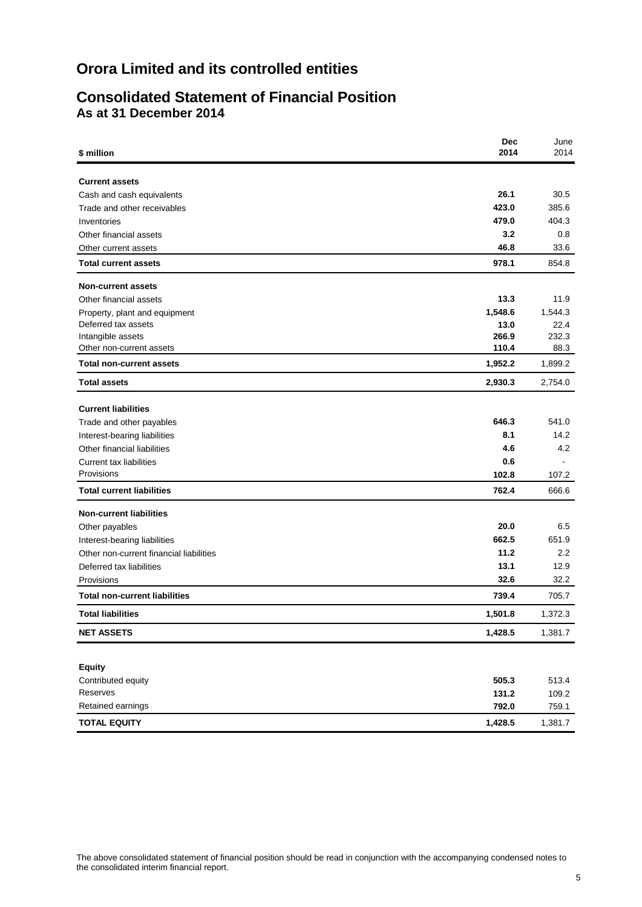# Orora Limited and its controlled entities

## Consolidated Statement of Financial Position
### As at 31 December 2014

| $ million | Dec 2014 | June 2014 |
|---|---|---|
| **Current assets** | | |
| Cash and cash equivalents | **26.1** | 30.5 |
| Trade and other receivables | **423.0** | 385.6 |
| Inventories | **479.0** | 404.3 |
| Other financial assets | **3.2** | 0.8 |
| Other current assets | **46.8** | 33.6 |
| **Total current assets** | **978.1** | 854.8 |
| **Non-current assets** | | |
| Other financial assets | **13.3** | 11.9 |
| Property, plant and equipment | **1,548.6** | 1,544.3 |
| Deferred tax assets | **13.0** | 22.4 |
| Intangible assets | **266.9** | 232.3 |
| Other non-current assets | **110.4** | 88.3 |
| **Total non-current assets** | **1,952.2** | 1,899.2 |
| **Total assets** | **2,930.3** | 2,754.0 |
| **Current liabilities** | | |
| Trade and other payables | **646.3** | 541.0 |
| Interest-bearing liabilities | **8.1** | 14.2 |
| Other financial liabilities | **4.6** | 4.2 |
| Current tax liabilities | **0.6** | - |
| Provisions | **102.8** | 107.2 |
| **Total current liabilities** | **762.4** | 666.6 |
| **Non-current liabilities** | | |
| Other payables | **20.0** | 6.5 |
| Interest-bearing liabilities | **662.5** | 651.9 |
| Other non-current financial liabilities | **11.2** | 2.2 |
| Deferred tax liabilities | **13.1** | 12.9 |
| Provisions | **32.6** | 32.2 |
| **Total non-current liabilities** | **739.4** | 705.7 |
| **Total liabilities** | **1,501.8** | 1,372.3 |
| **NET ASSETS** | **1,428.5** | 1,381.7 |
| **Equity** | | |
| Contributed equity | **505.3** | 513.4 |
| Reserves | **131.2** | 109.2 |
| Retained earnings | **792.0** | 759.1 |
| **TOTAL EQUITY** | **1,428.5** | 1,381.7 |

The above consolidated statement of financial position should be read in conjunction with the accompanying condensed notes to the consolidated interim financial report.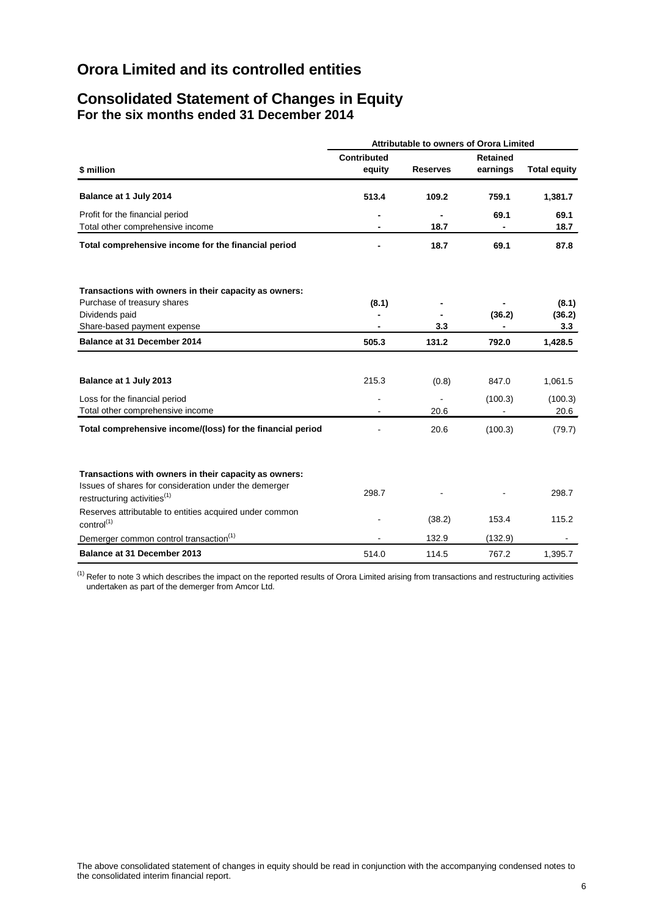# Orora Limited and its controlled entities

## Consolidated Statement of Changes in Equity
**For the six months ended 31 December 2014**

| | Attributable to owners of Orora Limited | | | |
|---|---|---|---|---|
| **\$ million** | **Contributed equity** | **Reserves** | **Retained earnings** | **Total equity** |
| **Balance at 1 July 2014** | **513.4** | **109.2** | **759.1** | **1,381.7** |
| Profit for the financial period | **-** | **-** | **69.1** | **69.1** |
| Total other comprehensive income | **-** | **18.7** | **-** | **18.7** |
| **Total comprehensive income for the financial period** | **-** | **18.7** | **69.1** | **87.8** |
| **Transactions with owners in their capacity as owners:** | | | | |
| Purchase of treasury shares | **(8.1)** | **-** | **-** | **(8.1)** |
| Dividends paid | **-** | **-** | **(36.2)** | **(36.2)** |
| Share-based payment expense | **-** | **3.3** | **-** | **3.3** |
| **Balance at 31 December 2014** | **505.3** | **131.2** | **792.0** | **1,428.5** |
| | | | | |
| **Balance at 1 July 2013** | 215.3 | (0.8) | 847.0 | 1,061.5 |
| Loss for the financial period | - | - | (100.3) | (100.3) |
| Total other comprehensive income | - | 20.6 | - | 20.6 |
| **Total comprehensive income/(loss) for the financial period** | - | 20.6 | (100.3) | (79.7) |
| **Transactions with owners in their capacity as owners:** | | | | |
| Issues of shares for consideration under the demerger restructuring activities[(1)] | 298.7 | - | - | 298.7 |
| Reserves attributable to entities acquired under common control[(1)] | - | (38.2) | 153.4 | 115.2 |
| Demerger common control transaction[(1)] | - | 132.9 | (132.9) | - |
| **Balance at 31 December 2013** | 514.0 | 114.5 | 767.2 | 1,395.7 |

[(1)] Refer to note 3 which describes the impact on the reported results of Orora Limited arising from transactions and restructuring activities undertaken as part of the demerger from Amcor Ltd.

The above consolidated statement of changes in equity should be read in conjunction with the accompanying condensed notes to the consolidated interim financial report.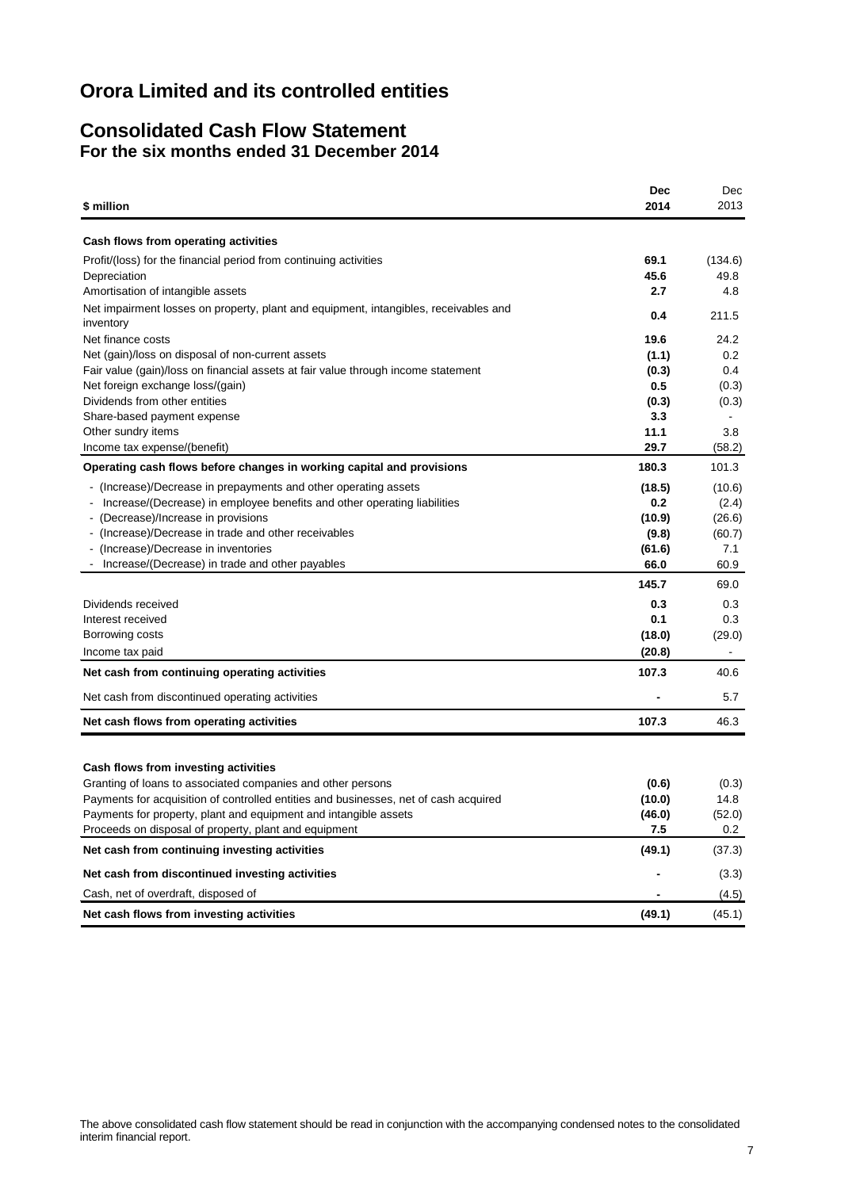# Orora Limited and its controlled entities

## Consolidated Cash Flow Statement
### For the six months ended 31 December 2014

| \$ million | Dec 2014 | Dec 2013 |
|---|---|---|
| **Cash flows from operating activities** | | |
| Profit/(loss) for the financial period from continuing activities | **69.1** | (134.6) |
| Depreciation | **45.6** | 49.8 |
| Amortisation of intangible assets | **2.7** | 4.8 |
| Net impairment losses on property, plant and equipment, intangibles, receivables and inventory | **0.4** | 211.5 |
| Net finance costs | **19.6** | 24.2 |
| Net (gain)/loss on disposal of non-current assets | **(1.1)** | 0.2 |
| Fair value (gain)/loss on financial assets at fair value through income statement | **(0.3)** | 0.4 |
| Net foreign exchange loss/(gain) | **0.5** | (0.3) |
| Dividends from other entities | **(0.3)** | (0.3) |
| Share-based payment expense | **3.3** | - |
| Other sundry items | **11.1** | 3.8 |
| Income tax expense/(benefit) | **29.7** | (58.2) |
| **Operating cash flows before changes in working capital and provisions** | **180.3** | 101.3 |
| - (Increase)/Decrease in prepayments and other operating assets | **(18.5)** | (10.6) |
| - Increase/(Decrease) in employee benefits and other operating liabilities | **0.2** | (2.4) |
| - (Decrease)/Increase in provisions | **(10.9)** | (26.6) |
| - (Increase)/Decrease in trade and other receivables | **(9.8)** | (60.7) |
| - (Increase)/Decrease in inventories | **(61.6)** | 7.1 |
| - Increase/(Decrease) in trade and other payables | **66.0** | 60.9 |
| | **145.7** | 69.0 |
| Dividends received | **0.3** | 0.3 |
| Interest received | **0.1** | 0.3 |
| Borrowing costs | **(18.0)** | (29.0) |
| Income tax paid | **(20.8)** | - |
| **Net cash from continuing operating activities** | **107.3** | 40.6 |
| Net cash from discontinued operating activities | **-** | 5.7 |
| **Net cash flows from operating activities** | **107.3** | 46.3 |
| | | |
| **Cash flows from investing activities** | | |
| Granting of loans to associated companies and other persons | **(0.6)** | (0.3) |
| Payments for acquisition of controlled entities and businesses, net of cash acquired | **(10.0)** | 14.8 |
| Payments for property, plant and equipment and intangible assets | **(46.0)** | (52.0) |
| Proceeds on disposal of property, plant and equipment | **7.5** | 0.2 |
| **Net cash from continuing investing activities** | **(49.1)** | (37.3) |
| **Net cash from discontinued investing activities** | **-** | (3.3) |
| Cash, net of overdraft, disposed of | **-** | (4.5) |
| **Net cash flows from investing activities** | **(49.1)** | (45.1) |

The above consolidated cash flow statement should be read in conjunction with the accompanying condensed notes to the consolidated interim financial report.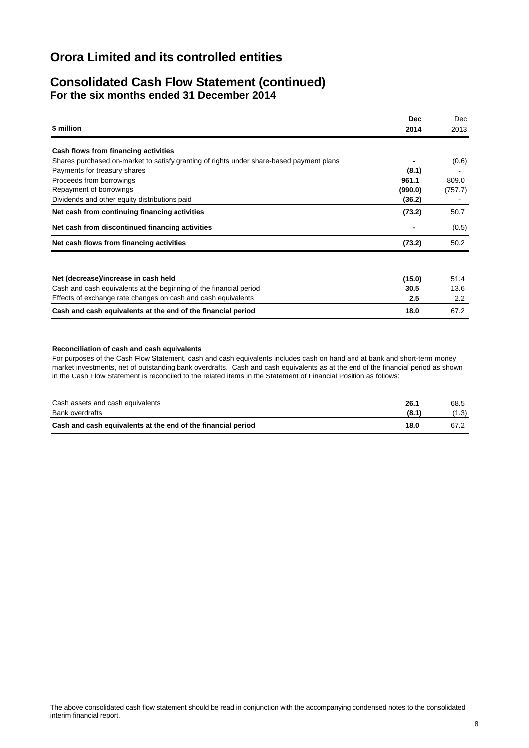# Orora Limited and its controlled entities

## Consolidated Cash Flow Statement (continued)
### For the six months ended 31 December 2014

| \$ million | Dec 2014 | Dec 2013 |
|---|---|---|
| **Cash flows from financing activities** | | |
| Shares purchased on-market to satisfy granting of rights under share-based payment plans | - | (0.6) |
| Payments for treasury shares | **(8.1)** | - |
| Proceeds from borrowings | **961.1** | 809.0 |
| Repayment of borrowings | **(990.0)** | (757.7) |
| Dividends and other equity distributions paid | **(36.2)** | - |
| **Net cash from continuing financing activities** | **(73.2)** | 50.7 |
| **Net cash from discontinued financing activities** | - | (0.5) |
| **Net cash flows from financing activities** | **(73.2)** | 50.2 |
| | | |
| **Net (decrease)/increase in cash held** | **(15.0)** | 51.4 |
| Cash and cash equivalents at the beginning of the financial period | **30.5** | 13.6 |
| Effects of exchange rate changes on cash and cash equivalents | **2.5** | 2.2 |
| **Cash and cash equivalents at the end of the financial period** | **18.0** | 67.2 |

**Reconciliation of cash and cash equivalents**

For purposes of the Cash Flow Statement, cash and cash equivalents includes cash on hand and at bank and short-term money market investments, net of outstanding bank overdrafts. Cash and cash equivalents as at the end of the financial period as shown in the Cash Flow Statement is reconciled to the related items in the Statement of Financial Position as follows:

| | Dec 2014 | Dec 2013 |
|---|---|---|
| Cash assets and cash equivalents | **26.1** | 68.5 |
| Bank overdrafts | **(8.1)** | (1.3) |
| **Cash and cash equivalents at the end of the financial period** | **18.0** | 67.2 |

The above consolidated cash flow statement should be read in conjunction with the accompanying condensed notes to the consolidated interim financial report.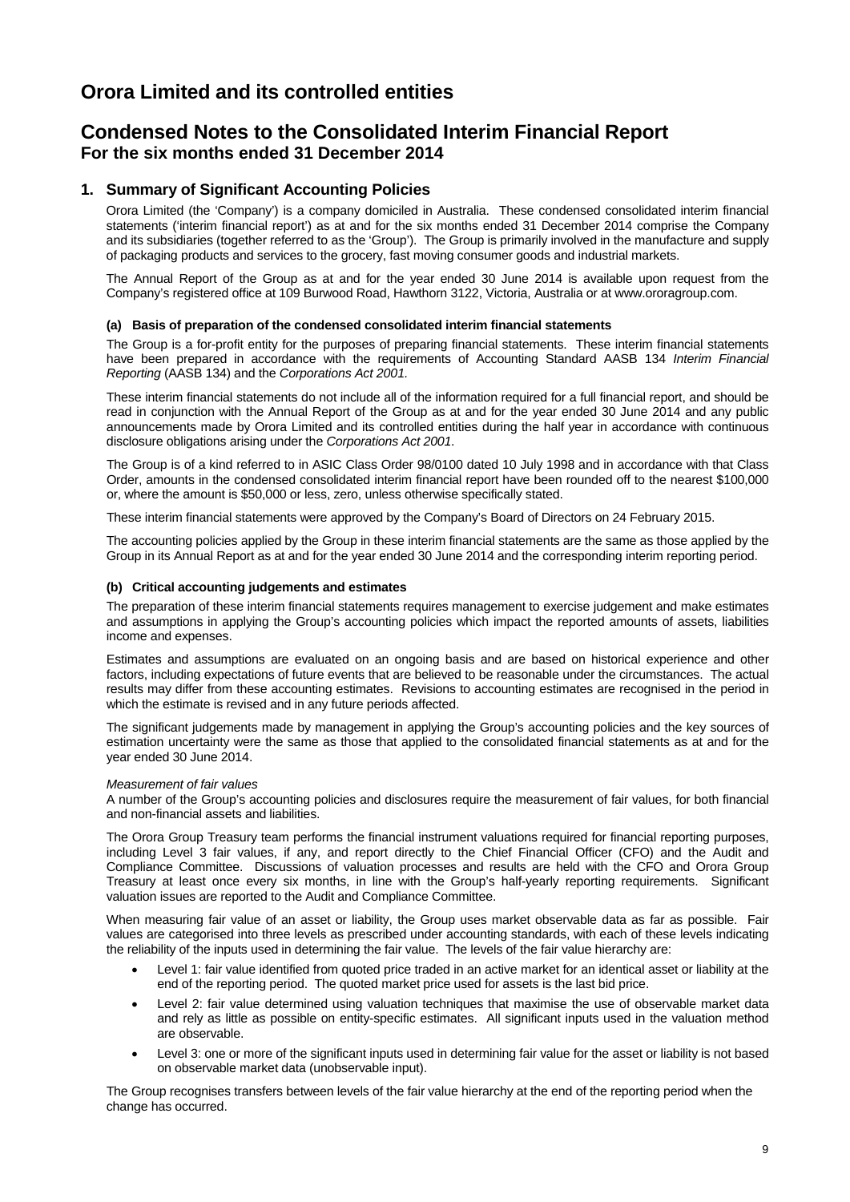# Orora Limited and its controlled entities

## Condensed Notes to the Consolidated Interim Financial Report
**For the six months ended 31 December 2014**

### 1. Summary of Significant Accounting Policies

Orora Limited (the 'Company') is a company domiciled in Australia. These condensed consolidated interim financial statements ('interim financial report') as at and for the six months ended 31 December 2014 comprise the Company and its subsidiaries (together referred to as the 'Group'). The Group is primarily involved in the manufacture and supply of packaging products and services to the grocery, fast moving consumer goods and industrial markets.

The Annual Report of the Group as at and for the year ended 30 June 2014 is available upon request from the Company's registered office at 109 Burwood Road, Hawthorn 3122, Victoria, Australia or at www.ororagroup.com.

#### (a) Basis of preparation of the condensed consolidated interim financial statements

The Group is a for-profit entity for the purposes of preparing financial statements. These interim financial statements have been prepared in accordance with the requirements of Accounting Standard AASB 134 *Interim Financial Reporting* (AASB 134) and the *Corporations Act 2001*.

These interim financial statements do not include all of the information required for a full financial report, and should be read in conjunction with the Annual Report of the Group as at and for the year ended 30 June 2014 and any public announcements made by Orora Limited and its controlled entities during the half year in accordance with continuous disclosure obligations arising under the *Corporations Act 2001*.

The Group is of a kind referred to in ASIC Class Order 98/0100 dated 10 July 1998 and in accordance with that Class Order, amounts in the condensed consolidated interim financial report have been rounded off to the nearest $100,000 or, where the amount is $50,000 or less, zero, unless otherwise specifically stated.

These interim financial statements were approved by the Company's Board of Directors on 24 February 2015.

The accounting policies applied by the Group in these interim financial statements are the same as those applied by the Group in its Annual Report as at and for the year ended 30 June 2014 and the corresponding interim reporting period.

#### (b) Critical accounting judgements and estimates

The preparation of these interim financial statements requires management to exercise judgement and make estimates and assumptions in applying the Group's accounting policies which impact the reported amounts of assets, liabilities income and expenses.

Estimates and assumptions are evaluated on an ongoing basis and are based on historical experience and other factors, including expectations of future events that are believed to be reasonable under the circumstances. The actual results may differ from these accounting estimates. Revisions to accounting estimates are recognised in the period in which the estimate is revised and in any future periods affected.

The significant judgements made by management in applying the Group's accounting policies and the key sources of estimation uncertainty were the same as those that applied to the consolidated financial statements as at and for the year ended 30 June 2014.

*Measurement of fair values*

A number of the Group's accounting policies and disclosures require the measurement of fair values, for both financial and non-financial assets and liabilities.

The Orora Group Treasury team performs the financial instrument valuations required for financial reporting purposes, including Level 3 fair values, if any, and report directly to the Chief Financial Officer (CFO) and the Audit and Compliance Committee. Discussions of valuation processes and results are held with the CFO and Orora Group Treasury at least once every six months, in line with the Group's half-yearly reporting requirements. Significant valuation issues are reported to the Audit and Compliance Committee.

When measuring fair value of an asset or liability, the Group uses market observable data as far as possible. Fair values are categorised into three levels as prescribed under accounting standards, with each of these levels indicating the reliability of the inputs used in determining the fair value. The levels of the fair value hierarchy are:

- Level 1: fair value identified from quoted price traded in an active market for an identical asset or liability at the end of the reporting period. The quoted market price used for assets is the last bid price.
- Level 2: fair value determined using valuation techniques that maximise the use of observable market data and rely as little as possible on entity-specific estimates. All significant inputs used in the valuation method are observable.
- Level 3: one or more of the significant inputs used in determining fair value for the asset or liability is not based on observable market data (unobservable input).

The Group recognises transfers between levels of the fair value hierarchy at the end of the reporting period when the change has occurred.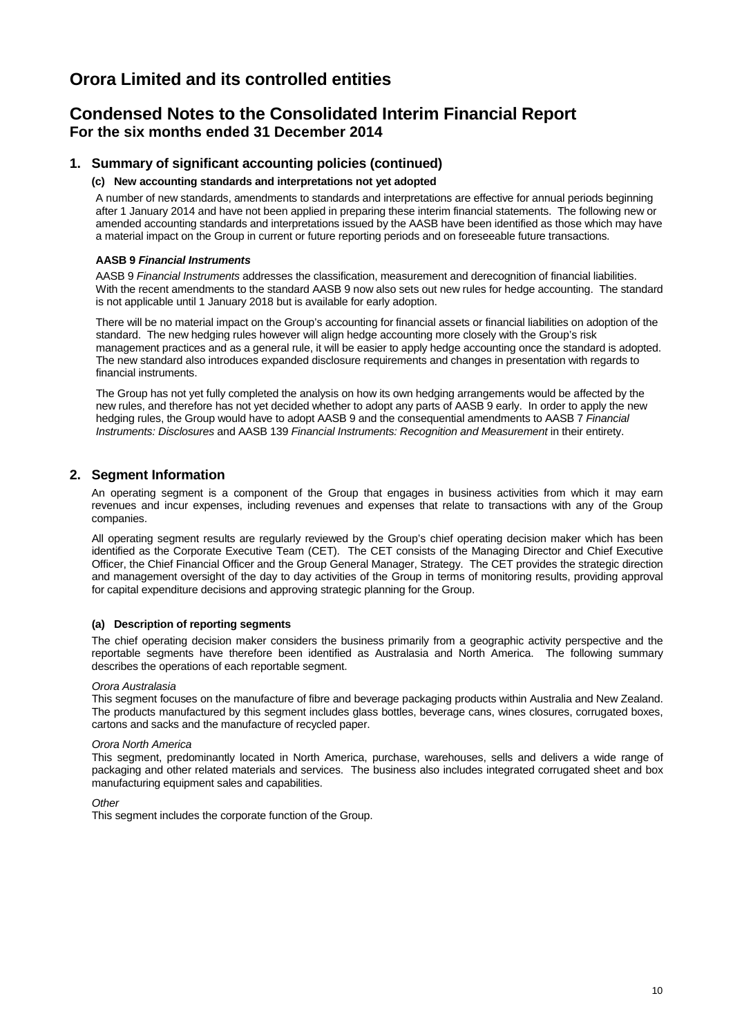# Orora Limited and its controlled entities

## Condensed Notes to the Consolidated Interim Financial Report
**For the six months ended 31 December 2014**

### 1. Summary of significant accounting policies (continued)

#### (c) New accounting standards and interpretations not yet adopted

A number of new standards, amendments to standards and interpretations are effective for annual periods beginning after 1 January 2014 and have not been applied in preparing these interim financial statements. The following new or amended accounting standards and interpretations issued by the AASB have been identified as those which may have a material impact on the Group in current or future reporting periods and on foreseeable future transactions.

**AASB 9 *Financial Instruments***

AASB 9 *Financial Instruments* addresses the classification, measurement and derecognition of financial liabilities. With the recent amendments to the standard AASB 9 now also sets out new rules for hedge accounting. The standard is not applicable until 1 January 2018 but is available for early adoption.

There will be no material impact on the Group's accounting for financial assets or financial liabilities on adoption of the standard. The new hedging rules however will align hedge accounting more closely with the Group's risk management practices and as a general rule, it will be easier to apply hedge accounting once the standard is adopted. The new standard also introduces expanded disclosure requirements and changes in presentation with regards to financial instruments.

The Group has not yet fully completed the analysis on how its own hedging arrangements would be affected by the new rules, and therefore has not yet decided whether to adopt any parts of AASB 9 early. In order to apply the new hedging rules, the Group would have to adopt AASB 9 and the consequential amendments to AASB 7 *Financial Instruments: Disclosures* and AASB 139 *Financial Instruments: Recognition and Measurement* in their entirety.

### 2. Segment Information

An operating segment is a component of the Group that engages in business activities from which it may earn revenues and incur expenses, including revenues and expenses that relate to transactions with any of the Group companies.

All operating segment results are regularly reviewed by the Group's chief operating decision maker which has been identified as the Corporate Executive Team (CET). The CET consists of the Managing Director and Chief Executive Officer, the Chief Financial Officer and the Group General Manager, Strategy. The CET provides the strategic direction and management oversight of the day to day activities of the Group in terms of monitoring results, providing approval for capital expenditure decisions and approving strategic planning for the Group.

#### (a) Description of reporting segments

The chief operating decision maker considers the business primarily from a geographic activity perspective and the reportable segments have therefore been identified as Australasia and North America. The following summary describes the operations of each reportable segment.

*Orora Australasia*

This segment focuses on the manufacture of fibre and beverage packaging products within Australia and New Zealand. The products manufactured by this segment includes glass bottles, beverage cans, wines closures, corrugated boxes, cartons and sacks and the manufacture of recycled paper.

*Orora North America*

This segment, predominantly located in North America, purchase, warehouses, sells and delivers a wide range of packaging and other related materials and services. The business also includes integrated corrugated sheet and box manufacturing equipment sales and capabilities.

*Other*

This segment includes the corporate function of the Group.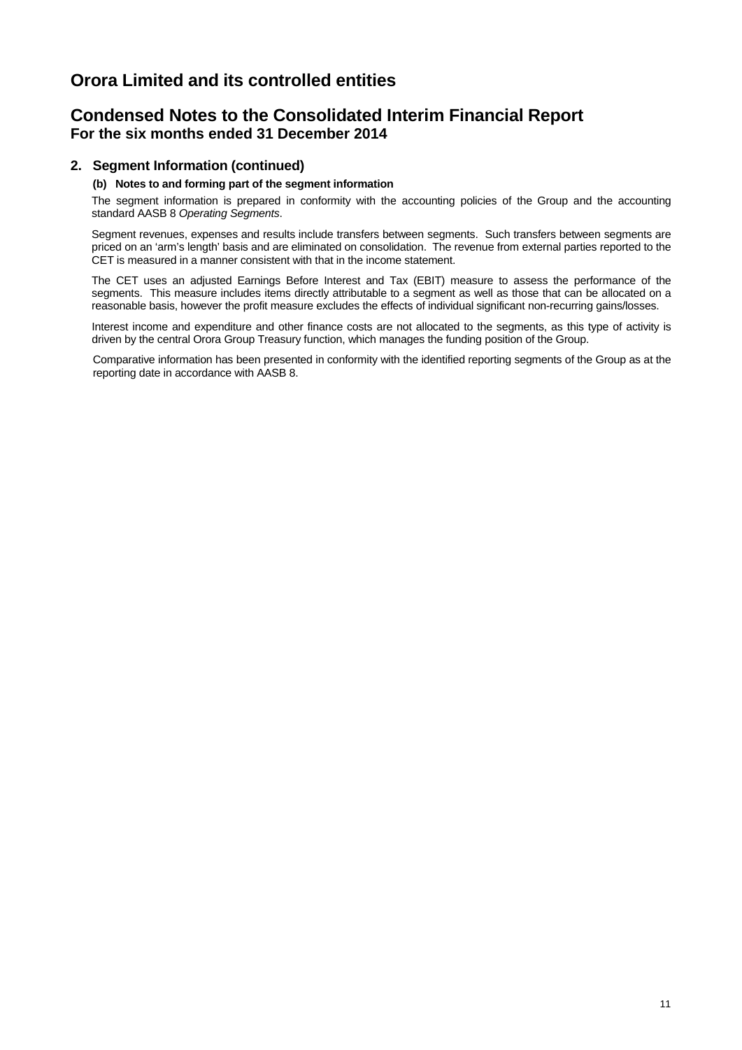# Orora Limited and its controlled entities

## Condensed Notes to the Consolidated Interim Financial Report
### For the six months ended 31 December 2014

### 2. Segment Information (continued)

#### (b) Notes to and forming part of the segment information

The segment information is prepared in conformity with the accounting policies of the Group and the accounting standard AASB 8 *Operating Segments*.

Segment revenues, expenses and results include transfers between segments. Such transfers between segments are priced on an 'arm's length' basis and are eliminated on consolidation. The revenue from external parties reported to the CET is measured in a manner consistent with that in the income statement.

The CET uses an adjusted Earnings Before Interest and Tax (EBIT) measure to assess the performance of the segments. This measure includes items directly attributable to a segment as well as those that can be allocated on a reasonable basis, however the profit measure excludes the effects of individual significant non-recurring gains/losses.

Interest income and expenditure and other finance costs are not allocated to the segments, as this type of activity is driven by the central Orora Group Treasury function, which manages the funding position of the Group.

Comparative information has been presented in conformity with the identified reporting segments of the Group as at the reporting date in accordance with AASB 8.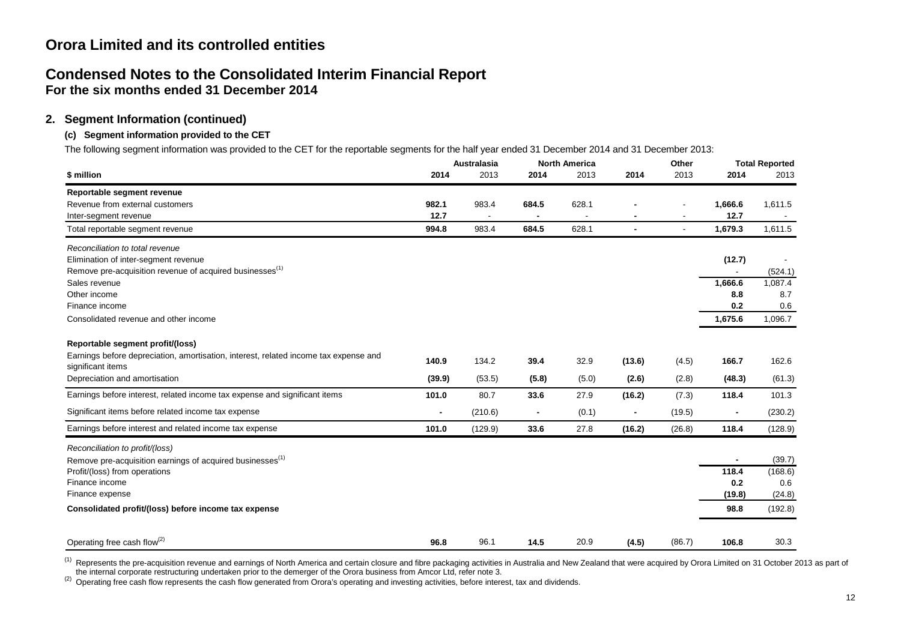# Orora Limited and its controlled entities

## Condensed Notes to the Consolidated Interim Financial Report
### For the six months ended 31 December 2014

### 2. Segment Information (continued)

#### (c) Segment information provided to the CET

The following segment information was provided to the CET for the reportable segments for the half year ended 31 December 2014 and 31 December 2013:

| | Australasia | | North America | | Other | | Total Reported | |
|---|---|---|---|---|---|---|---|---|
| **$ million** | **2014** | 2013 | **2014** | 2013 | **2014** | 2013 | **2014** | 2013 |
| **Reportable segment revenue** | | | | | | | | |
| Revenue from external customers | **982.1** | 983.4 | **684.5** | 628.1 | **-** | - | **1,666.6** | 1,611.5 |
| Inter-segment revenue | **12.7** | - | **-** | - | **-** | - | **12.7** | - |
| Total reportable segment revenue | **994.8** | 983.4 | **684.5** | 628.1 | **-** | - | **1,679.3** | 1,611.5 |
| *Reconciliation to total revenue* | | | | | | | | |
| Elimination of inter-segment revenue | | | | | | | **(12.7)** | - |
| Remove pre-acquisition revenue of acquired businesses[(1)] | | | | | | | - | (524.1) |
| Sales revenue | | | | | | | **1,666.6** | 1,087.4 |
| Other income | | | | | | | **8.8** | 8.7 |
| Finance income | | | | | | | **0.2** | 0.6 |
| Consolidated revenue and other income | | | | | | | **1,675.6** | 1,096.7 |
| **Reportable segment profit/(loss)** | | | | | | | | |
| Earnings before depreciation, amortisation, interest, related income tax expense and significant items | **140.9** | 134.2 | **39.4** | 32.9 | **(13.6)** | (4.5) | **166.7** | 162.6 |
| Depreciation and amortisation | **(39.9)** | (53.5) | **(5.8)** | (5.0) | **(2.6)** | (2.8) | **(48.3)** | (61.3) |
| Earnings before interest, related income tax expense and significant items | **101.0** | 80.7 | **33.6** | 27.9 | **(16.2)** | (7.3) | **118.4** | 101.3 |
| Significant items before related income tax expense | **-** | (210.6) | **-** | (0.1) | **-** | (19.5) | **-** | (230.2) |
| Earnings before interest and related income tax expense | **101.0** | (129.9) | **33.6** | 27.8 | **(16.2)** | (26.8) | **118.4** | (128.9) |
| *Reconciliation to profit/(loss)* | | | | | | | | |
| Remove pre-acquisition earnings of acquired businesses[(1)] | | | | | | | **-** | (39.7) |
| Profit/(loss) from operations | | | | | | | **118.4** | (168.6) |
| Finance income | | | | | | | **0.2** | 0.6 |
| Finance expense | | | | | | | **(19.8)** | (24.8) |
| **Consolidated profit/(loss) before income tax expense** | | | | | | | **98.8** | (192.8) |
| Operating free cash flow[(2)] | **96.8** | 96.1 | **14.5** | 20.9 | **(4.5)** | (86.7) | **106.8** | 30.3 |

(1) Represents the pre-acquisition revenue and earnings of North America and certain closure and fibre packaging activities in Australia and New Zealand that were acquired by Orora Limited on 31 October 2013 as part of the internal corporate restructuring undertaken prior to the demerger of the Orora business from Amcor Ltd, refer note 3.

(2) Operating free cash flow represents the cash flow generated from Orora's operating and investing activities, before interest, tax and dividends.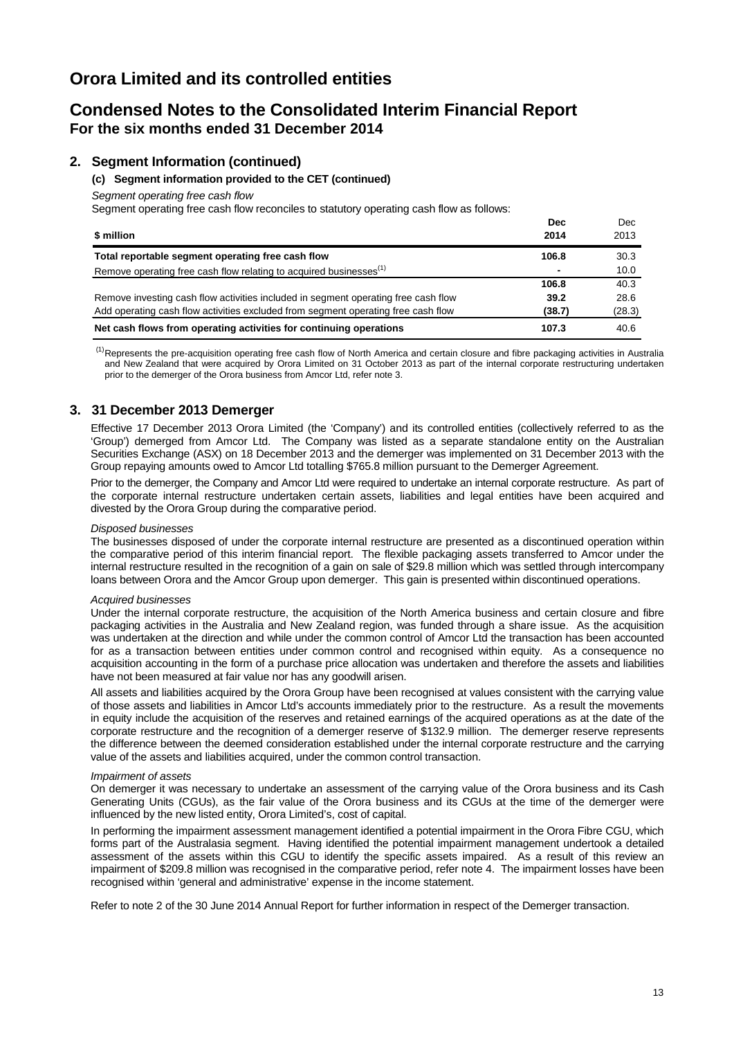# Orora Limited and its controlled entities

## Condensed Notes to the Consolidated Interim Financial Report
### For the six months ended 31 December 2014

### 2. Segment Information (continued)

#### (c) Segment information provided to the CET (continued)

*Segment operating free cash flow*

Segment operating free cash flow reconciles to statutory operating cash flow as follows:

| $ million | Dec 2014 | Dec 2013 |
|---|---|---|
| **Total reportable segment operating free cash flow** | **106.8** | 30.3 |
| Remove operating free cash flow relating to acquired businesses[(1)] | **-** | 10.0 |
| | **106.8** | 40.3 |
| Remove investing cash flow activities included in segment operating free cash flow | **39.2** | 28.6 |
| Add operating cash flow activities excluded from segment operating free cash flow | **(38.7)** | (28.3) |
| **Net cash flows from operating activities for continuing operations** | **107.3** | 40.6 |

[(1)]Represents the pre-acquisition operating free cash flow of North America and certain closure and fibre packaging activities in Australia and New Zealand that were acquired by Orora Limited on 31 October 2013 as part of the internal corporate restructuring undertaken prior to the demerger of the Orora business from Amcor Ltd, refer note 3.

### 3. 31 December 2013 Demerger

Effective 17 December 2013 Orora Limited (the 'Company') and its controlled entities (collectively referred to as the 'Group') demerged from Amcor Ltd. The Company was listed as a separate standalone entity on the Australian Securities Exchange (ASX) on 18 December 2013 and the demerger was implemented on 31 December 2013 with the Group repaying amounts owed to Amcor Ltd totalling $765.8 million pursuant to the Demerger Agreement.

Prior to the demerger, the Company and Amcor Ltd were required to undertake an internal corporate restructure. As part of the corporate internal restructure undertaken certain assets, liabilities and legal entities have been acquired and divested by the Orora Group during the comparative period.

*Disposed businesses*

The businesses disposed of under the corporate internal restructure are presented as a discontinued operation within the comparative period of this interim financial report. The flexible packaging assets transferred to Amcor under the internal restructure resulted in the recognition of a gain on sale of $29.8 million which was settled through intercompany loans between Orora and the Amcor Group upon demerger. This gain is presented within discontinued operations.

*Acquired businesses*

Under the internal corporate restructure, the acquisition of the North America business and certain closure and fibre packaging activities in the Australia and New Zealand region, was funded through a share issue. As the acquisition was undertaken at the direction and while under the common control of Amcor Ltd the transaction has been accounted for as a transaction between entities under common control and recognised within equity. As a consequence no acquisition accounting in the form of a purchase price allocation was undertaken and therefore the assets and liabilities have not been measured at fair value nor has any goodwill arisen.

All assets and liabilities acquired by the Orora Group have been recognised at values consistent with the carrying value of those assets and liabilities in Amcor Ltd's accounts immediately prior to the restructure. As a result the movements in equity include the acquisition of the reserves and retained earnings of the acquired operations as at the date of the corporate restructure and the recognition of a demerger reserve of $132.9 million. The demerger reserve represents the difference between the deemed consideration established under the internal corporate restructure and the carrying value of the assets and liabilities acquired, under the common control transaction.

*Impairment of assets*

On demerger it was necessary to undertake an assessment of the carrying value of the Orora business and its Cash Generating Units (CGUs), as the fair value of the Orora business and its CGUs at the time of the demerger were influenced by the new listed entity, Orora Limited's, cost of capital.

In performing the impairment assessment management identified a potential impairment in the Orora Fibre CGU, which forms part of the Australasia segment. Having identified the potential impairment management undertook a detailed assessment of the assets within this CGU to identify the specific assets impaired. As a result of this review an impairment of $209.8 million was recognised in the comparative period, refer note 4. The impairment losses have been recognised within 'general and administrative' expense in the income statement.

Refer to note 2 of the 30 June 2014 Annual Report for further information in respect of the Demerger transaction.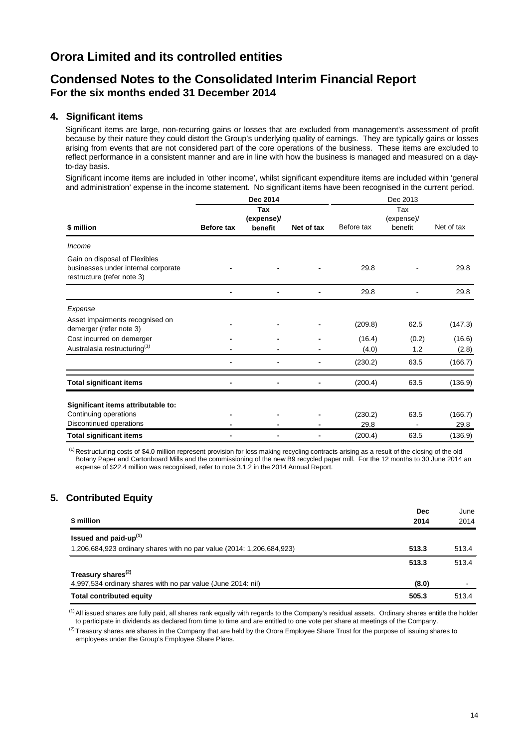# Orora Limited and its controlled entities

## Condensed Notes to the Consolidated Interim Financial Report
### For the six months ended 31 December 2014

### 4. Significant items

Significant items are large, non-recurring gains or losses that are excluded from management's assessment of profit because by their nature they could distort the Group's underlying quality of earnings. They are typically gains or losses arising from events that are not considered part of the core operations of the business. These items are excluded to reflect performance in a consistent manner and are in line with how the business is managed and measured on a day-to-day basis.

Significant income items are included in 'other income', whilst significant expenditure items are included within 'general and administration' expense in the income statement. No significant items have been recognised in the current period.

| | **Dec 2014** | | | Dec 2013 | | |
|---|---|---|---|---|---|---|
| **\$ million** | **Before tax** | **Tax (expense)/ benefit** | **Net of tax** | Before tax | Tax (expense)/ benefit | Net of tax |
| *Income* | | | | | | |
| Gain on disposal of Flexibles businesses under internal corporate restructure (refer note 3) | - | - | - | 29.8 | - | 29.8 |
| | - | - | - | 29.8 | - | 29.8 |
| *Expense* | | | | | | |
| Asset impairments recognised on demerger (refer note 3) | - | - | - | (209.8) | 62.5 | (147.3) |
| Cost incurred on demerger | - | - | - | (16.4) | (0.2) | (16.6) |
| Australasia restructuring[1] | - | - | - | (4.0) | 1.2 | (2.8) |
| | - | - | - | (230.2) | 63.5 | (166.7) |
| **Total significant items** | - | - | - | (200.4) | 63.5 | (136.9) |
| **Significant items attributable to:** | | | | | | |
| Continuing operations | - | - | - | (230.2) | 63.5 | (166.7) |
| Discontinued operations | - | - | - | 29.8 | - | 29.8 |
| **Total significant items** | - | - | - | (200.4) | 63.5 | (136.9) |

[1] Restructuring costs of \$4.0 million represent provision for loss making recycling contracts arising as a result of the closing of the old Botany Paper and Cartonboard Mills and the commissioning of the new B9 recycled paper mill. For the 12 months to 30 June 2014 an expense of \$22.4 million was recognised, refer to note 3.1.2 in the 2014 Annual Report.

### 5. Contributed Equity

| **\$ million** | **Dec 2014** | June 2014 |
|---|---|---|
| **Issued and paid-up[1]** | | |
| 1,206,684,923 ordinary shares with no par value (2014: 1,206,684,923) | **513.3** | 513.4 |
| | **513.3** | 513.4 |
| **Treasury shares[2]** | | |
| 4,997,534 ordinary shares with no par value (June 2014: nil) | **(8.0)** | - |
| **Total contributed equity** | **505.3** | 513.4 |

[1] All issued shares are fully paid, all shares rank equally with regards to the Company's residual assets. Ordinary shares entitle the holder to participate in dividends as declared from time to time and are entitled to one vote per share at meetings of the Company.

[2] Treasury shares are shares in the Company that are held by the Orora Employee Share Trust for the purpose of issuing shares to employees under the Group's Employee Share Plans.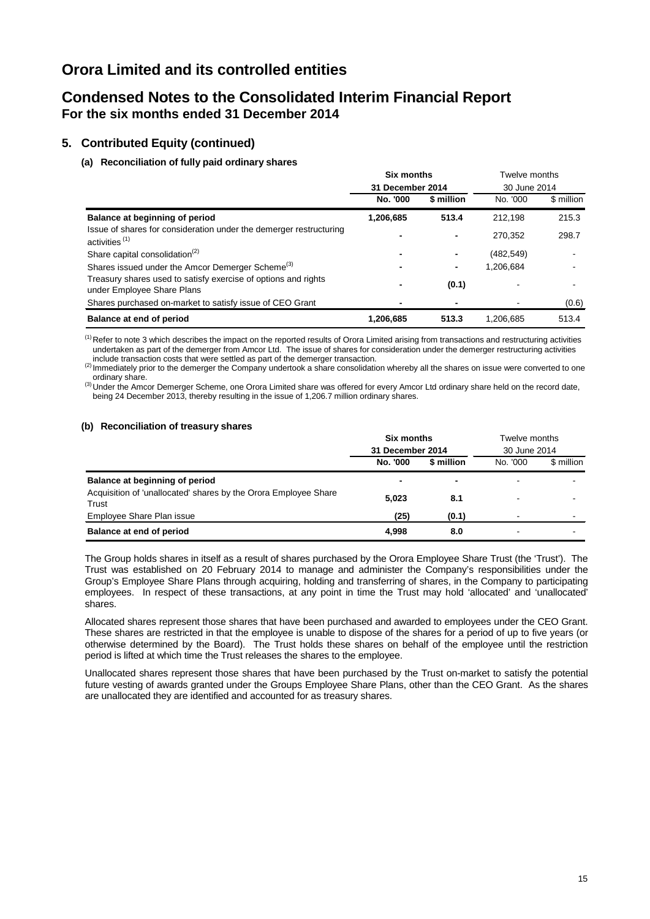# Orora Limited and its controlled entities

## Condensed Notes to the Consolidated Interim Financial Report

### For the six months ended 31 December 2014

## 5. Contributed Equity (continued)

### (a) Reconciliation of fully paid ordinary shares

| | Six months 31 December 2014 | | Twelve months 30 June 2014 | |
|---|---|---|---|---|
| | No. '000 | $ million | No. '000 | $ million |
| **Balance at beginning of period** | **1,206,685** | **513.4** | 212,198 | 215.3 |
| Issue of shares for consideration under the demerger restructuring activities [(1)] | - | - | 270,352 | 298.7 |
| Share capital consolidation[(2)] | - | - | (482,549) | - |
| Shares issued under the Amcor Demerger Scheme[(3)] | - | - | 1,206,684 | - |
| Treasury shares used to satisfy exercise of options and rights under Employee Share Plans | - | (0.1) | - | - |
| Shares purchased on-market to satisfy issue of CEO Grant | - | - | - | (0.6) |
| **Balance at end of period** | **1,206,685** | **513.3** | 1,206,685 | 513.4 |

[(1)] Refer to note 3 which describes the impact on the reported results of Orora Limited arising from transactions and restructuring activities undertaken as part of the demerger from Amcor Ltd. The issue of shares for consideration under the demerger restructuring activities include transaction costs that were settled as part of the demerger transaction.

[(2)] Immediately prior to the demerger the Company undertook a share consolidation whereby all the shares on issue were converted to one ordinary share.

[(3)] Under the Amcor Demerger Scheme, one Orora Limited share was offered for every Amcor Ltd ordinary share held on the record date, being 24 December 2013, thereby resulting in the issue of 1,206.7 million ordinary shares.

### (b) Reconciliation of treasury shares

| | Six months 31 December 2014 | | Twelve months 30 June 2014 | |
|---|---|---|---|---|
| | No. '000 | $ million | No. '000 | $ million |
| **Balance at beginning of period** | - | - | - | - |
| Acquisition of 'unallocated' shares by the Orora Employee Share Trust | 5,023 | 8.1 | - | - |
| Employee Share Plan issue | (25) | (0.1) | - | - |
| **Balance at end of period** | **4,998** | **8.0** | - | - |

The Group holds shares in itself as a result of shares purchased by the Orora Employee Share Trust (the 'Trust'). The Trust was established on 20 February 2014 to manage and administer the Company's responsibilities under the Group's Employee Share Plans through acquiring, holding and transferring of shares, in the Company to participating employees. In respect of these transactions, at any point in time the Trust may hold 'allocated' and 'unallocated' shares.

Allocated shares represent those shares that have been purchased and awarded to employees under the CEO Grant. These shares are restricted in that the employee is unable to dispose of the shares for a period of up to five years (or otherwise determined by the Board). The Trust holds these shares on behalf of the employee until the restriction period is lifted at which time the Trust releases the shares to the employee.

Unallocated shares represent those shares that have been purchased by the Trust on-market to satisfy the potential future vesting of awards granted under the Groups Employee Share Plans, other than the CEO Grant. As the shares are unallocated they are identified and accounted for as treasury shares.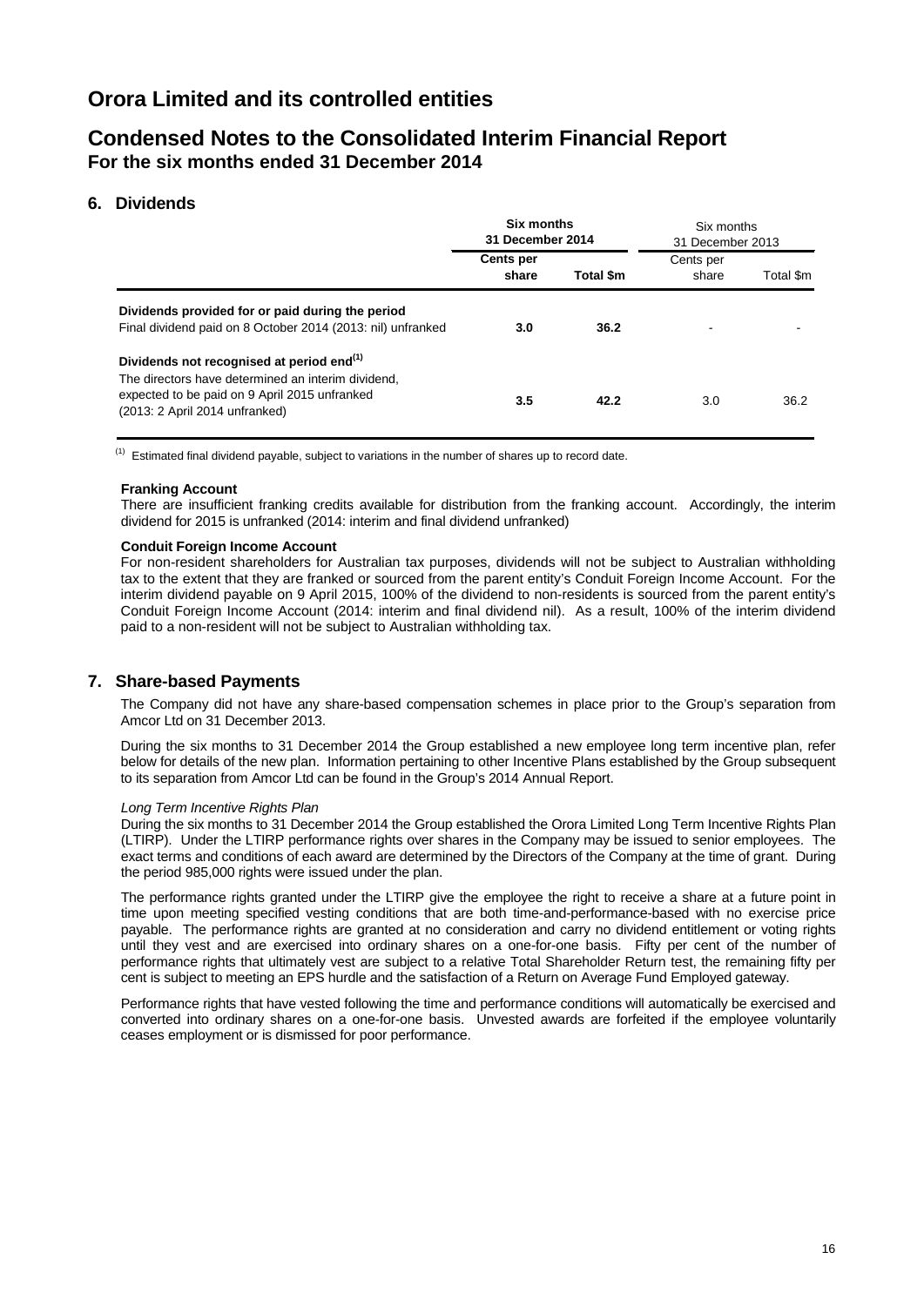# Orora Limited and its controlled entities

## Condensed Notes to the Consolidated Interim Financial Report
### For the six months ended 31 December 2014

### 6. Dividends

| | **Six months 31 December 2014** | | Six months 31 December 2013 | |
|---|---|---|---|---|
| | **Cents per share** | **Total $m** | Cents per share | Total $m |
| **Dividends provided for or paid during the period** | | | | |
| Final dividend paid on 8 October 2014 (2013: nil) unfranked | **3.0** | **36.2** | - | - |
| **Dividends not recognised at period end**[(1)] | | | | |
| The directors have determined an interim dividend, expected to be paid on 9 April 2015 unfranked (2013: 2 April 2014 unfranked) | **3.5** | **42.2** | 3.0 | 36.2 |

[(1)] Estimated final dividend payable, subject to variations in the number of shares up to record date.

**Franking Account**

There are insufficient franking credits available for distribution from the franking account. Accordingly, the interim dividend for 2015 is unfranked (2014: interim and final dividend unfranked)

**Conduit Foreign Income Account**

For non-resident shareholders for Australian tax purposes, dividends will not be subject to Australian withholding tax to the extent that they are franked or sourced from the parent entity's Conduit Foreign Income Account. For the interim dividend payable on 9 April 2015, 100% of the dividend to non-residents is sourced from the parent entity's Conduit Foreign Income Account (2014: interim and final dividend nil). As a result, 100% of the interim dividend paid to a non-resident will not be subject to Australian withholding tax.

### 7. Share-based Payments

The Company did not have any share-based compensation schemes in place prior to the Group's separation from Amcor Ltd on 31 December 2013.

During the six months to 31 December 2014 the Group established a new employee long term incentive plan, refer below for details of the new plan. Information pertaining to other Incentive Plans established by the Group subsequent to its separation from Amcor Ltd can be found in the Group's 2014 Annual Report.

*Long Term Incentive Rights Plan*

During the six months to 31 December 2014 the Group established the Orora Limited Long Term Incentive Rights Plan (LTIRP). Under the LTIRP performance rights over shares in the Company may be issued to senior employees. The exact terms and conditions of each award are determined by the Directors of the Company at the time of grant. During the period 985,000 rights were issued under the plan.

The performance rights granted under the LTIRP give the employee the right to receive a share at a future point in time upon meeting specified vesting conditions that are both time-and-performance-based with no exercise price payable. The performance rights are granted at no consideration and carry no dividend entitlement or voting rights until they vest and are exercised into ordinary shares on a one-for-one basis. Fifty per cent of the number of performance rights that ultimately vest are subject to a relative Total Shareholder Return test, the remaining fifty per cent is subject to meeting an EPS hurdle and the satisfaction of a Return on Average Fund Employed gateway.

Performance rights that have vested following the time and performance conditions will automatically be exercised and converted into ordinary shares on a one-for-one basis. Unvested awards are forfeited if the employee voluntarily ceases employment or is dismissed for poor performance.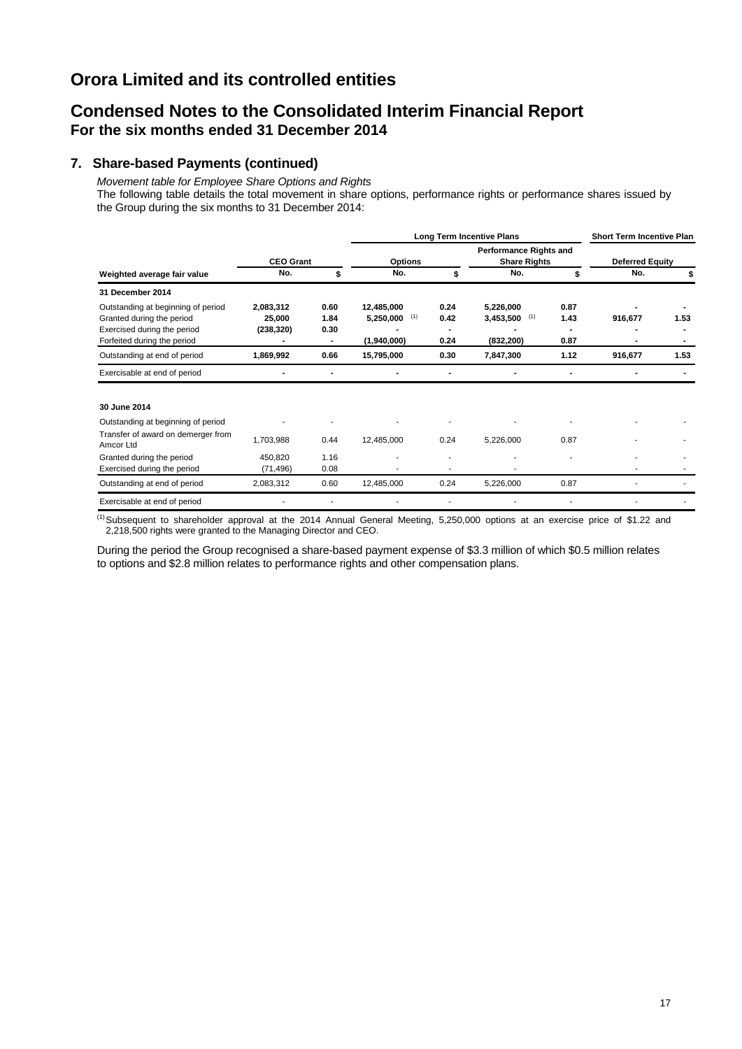# Orora Limited and its controlled entities

# Condensed Notes to the Consolidated Interim Financial Report
## For the six months ended 31 December 2014

### 7. Share-based Payments (continued)

*Movement table for Employee Share Options and Rights*

The following table details the total movement in share options, performance rights or performance shares issued by the Group during the six months to 31 December 2014:

| | | | Long Term Incentive Plans | | | | Short Term Incentive Plan | |
|---|---|---|---|---|---|---|---|---|
| | CEO Grant | | Options | | Performance Rights and Share Rights | | Deferred Equity | |
| **Weighted average fair value** | **No.** | **\$** | **No.** | **\$** | **No.** | **\$** | **No.** | **\$** |
| **31 December 2014** | | | | | | | | |
| Outstanding at beginning of period | **2,083,312** | **0.60** | **12,485,000** | **0.24** | **5,226,000** | **0.87** | **-** | **-** |
| Granted during the period | **25,000** | **1.84** | **5,250,000** [(1)] | **0.42** | **3,453,500** [(1)] | **1.43** | **916,677** | **1.53** |
| Exercised during the period | **(238,320)** | **0.30** | **-** | **-** | **-** | **-** | **-** | **-** |
| Forfeited during the period | **-** | **-** | **(1,940,000)** | **0.24** | **(832,200)** | **0.87** | **-** | **-** |
| Outstanding at end of period | **1,869,992** | **0.66** | **15,795,000** | **0.30** | **7,847,300** | **1.12** | **916,677** | **1.53** |
| Exercisable at end of period | **-** | **-** | **-** | **-** | **-** | **-** | **-** | **-** |
| **30 June 2014** | | | | | | | | |
| Outstanding at beginning of period | - | - | - | - | - | - | - | - |
| Transfer of award on demerger from Amcor Ltd | 1,703,988 | 0.44 | 12,485,000 | 0.24 | 5,226,000 | 0.87 | - | - |
| Granted during the period | 450,820 | 1.16 | - | - | - | - | - | - |
| Exercised during the period | (71,496) | 0.08 | - | - | - | - | - | - |
| Outstanding at end of period | 2,083,312 | 0.60 | 12,485,000 | 0.24 | 5,226,000 | 0.87 | - | - |
| Exercisable at end of period | - | - | - | - | - | - | - | - |

[(1)] Subsequent to shareholder approval at the 2014 Annual General Meeting, 5,250,000 options at an exercise price of \$1.22 and 2,218,500 rights were granted to the Managing Director and CEO.

During the period the Group recognised a share-based payment expense of \$3.3 million of which \$0.5 million relates to options and \$2.8 million relates to performance rights and other compensation plans.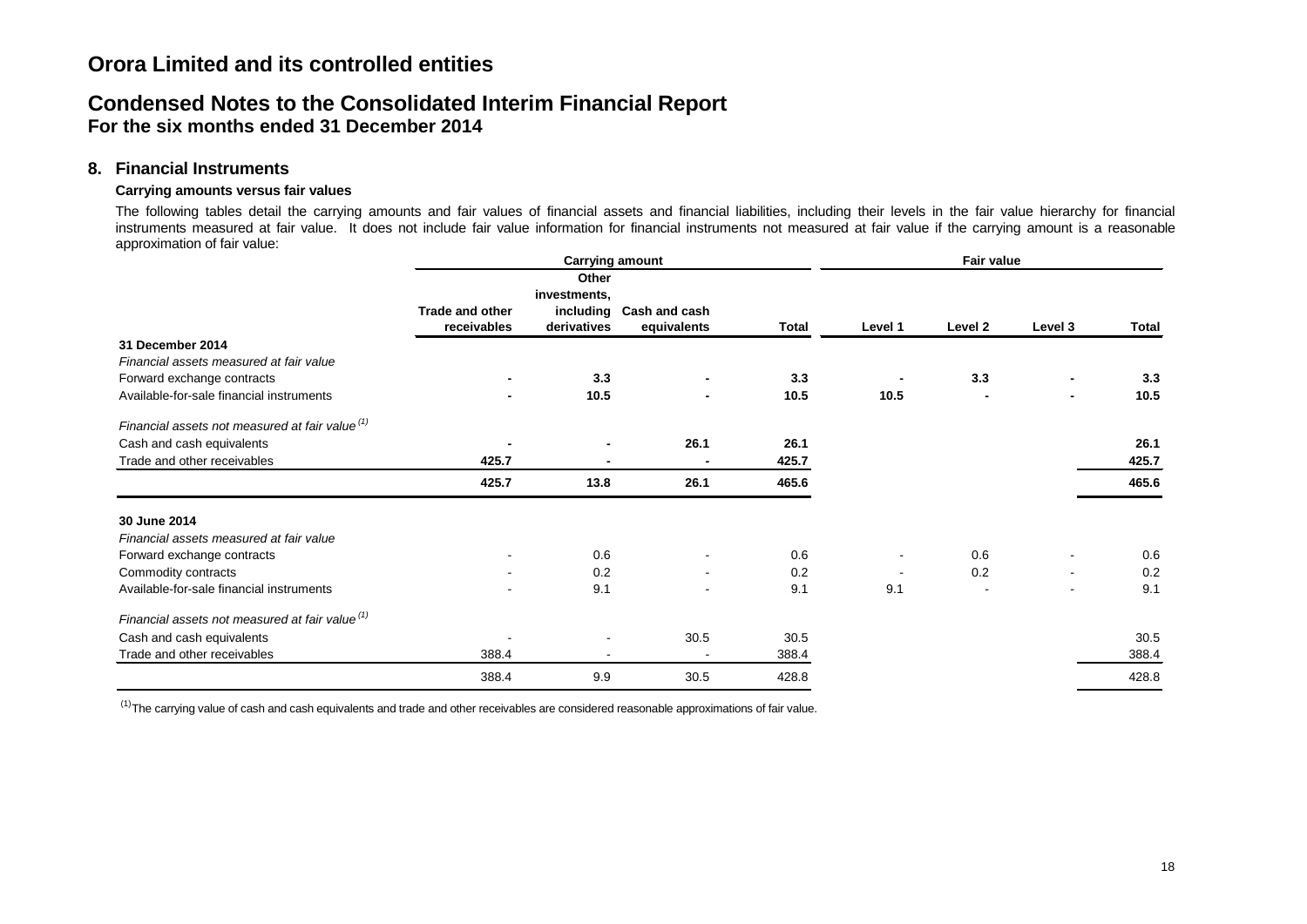# Orora Limited and its controlled entities

## Condensed Notes to the Consolidated Interim Financial Report

**For the six months ended 31 December 2014**

### 8. Financial Instruments

#### Carrying amounts versus fair values

The following tables detail the carrying amounts and fair values of financial assets and financial liabilities, including their levels in the fair value hierarchy for financial instruments measured at fair value. It does not include fair value information for financial instruments not measured at fair value if the carrying amount is a reasonable approximation of fair value:

| | Carrying amount | | | | Fair value | | | |
|---|---|---|---|---|---|---|---|---|
| | Trade and other receivables | Other investments, including derivatives | Cash and cash equivalents | Total | Level 1 | Level 2 | Level 3 | Total |
| **31 December 2014** | | | | | | | | |
| *Financial assets measured at fair value* | | | | | | | | |
| Forward exchange contracts | **-** | **3.3** | **-** | **3.3** | **-** | **3.3** | **-** | **3.3** |
| Available-for-sale financial instruments | **-** | **10.5** | **-** | **10.5** | **10.5** | **-** | **-** | **10.5** |
| *Financial assets not measured at fair value* [(1)] | | | | | | | | |
| Cash and cash equivalents | **-** | **-** | **26.1** | **26.1** | | | | **26.1** |
| Trade and other receivables | **425.7** | **-** | **-** | **425.7** | | | | **425.7** |
| | **425.7** | **13.8** | **26.1** | **465.6** | | | | **465.6** |
| **30 June 2014** | | | | | | | | |
| *Financial assets measured at fair value* | | | | | | | | |
| Forward exchange contracts | - | 0.6 | - | 0.6 | - | 0.6 | - | 0.6 |
| Commodity contracts | - | 0.2 | - | 0.2 | - | 0.2 | - | 0.2 |
| Available-for-sale financial instruments | - | 9.1 | - | 9.1 | 9.1 | - | - | 9.1 |
| *Financial assets not measured at fair value* [(1)] | | | | | | | | |
| Cash and cash equivalents | - | - | 30.5 | 30.5 | | | | 30.5 |
| Trade and other receivables | 388.4 | - | - | 388.4 | | | | 388.4 |
| | 388.4 | 9.9 | 30.5 | 428.8 | | | | 428.8 |

[(1)] The carrying value of cash and cash equivalents and trade and other receivables are considered reasonable approximations of fair value.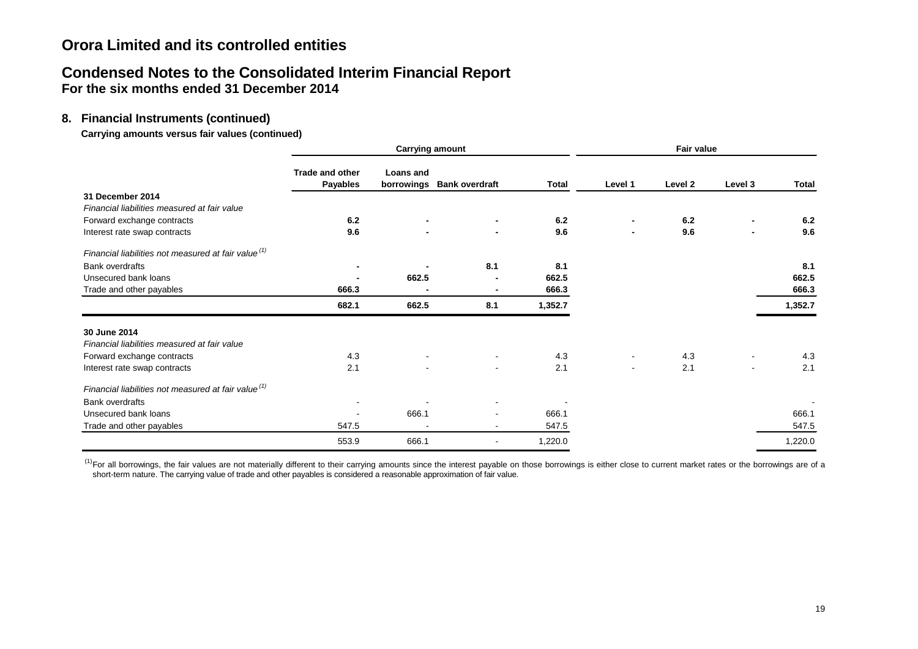# Orora Limited and its controlled entities

## Condensed Notes to the Consolidated Interim Financial Report
### For the six months ended 31 December 2014

### 8. Financial Instruments (continued)

**Carrying amounts versus fair values (continued)**

| | Carrying amount | | | | Fair value | | | |
|---|---|---|---|---|---|---|---|---|
| | **Trade and other Payables** | **Loans and borrowings** | **Bank overdraft** | **Total** | **Level 1** | **Level 2** | **Level 3** | **Total** |
| **31 December 2014** | | | | | | | | |
| *Financial liabilities measured at fair value* | | | | | | | | |
| Forward exchange contracts | **6.2** | **-** | **-** | **6.2** | **-** | **6.2** | **-** | **6.2** |
| Interest rate swap contracts | **9.6** | **-** | **-** | **9.6** | **-** | **9.6** | **-** | **9.6** |
| *Financial liabilities not measured at fair value [(1)]* | | | | | | | | |
| Bank overdrafts | **-** | **-** | **8.1** | **8.1** | | | | **8.1** |
| Unsecured bank loans | **-** | **662.5** | **-** | **662.5** | | | | **662.5** |
| Trade and other payables | **666.3** | **-** | **-** | **666.3** | | | | **666.3** |
| | **682.1** | **662.5** | **8.1** | **1,352.7** | | | | **1,352.7** |
| **30 June 2014** | | | | | | | | |
| *Financial liabilities measured at fair value* | | | | | | | | |
| Forward exchange contracts | 4.3 | - | - | 4.3 | - | 4.3 | - | 4.3 |
| Interest rate swap contracts | 2.1 | - | - | 2.1 | - | 2.1 | - | 2.1 |
| *Financial liabilities not measured at fair value [(1)]* | | | | | | | | |
| Bank overdrafts | - | - | - | - | | | | - |
| Unsecured bank loans | - | 666.1 | - | 666.1 | | | | 666.1 |
| Trade and other payables | 547.5 | - | - | 547.5 | | | | 547.5 |
| | 553.9 | 666.1 | - | 1,220.0 | | | | 1,220.0 |

[(1)] For all borrowings, the fair values are not materially different to their carrying amounts since the interest payable on those borrowings is either close to current market rates or the borrowings are of a short-term nature. The carrying value of trade and other payables is considered a reasonable approximation of fair value.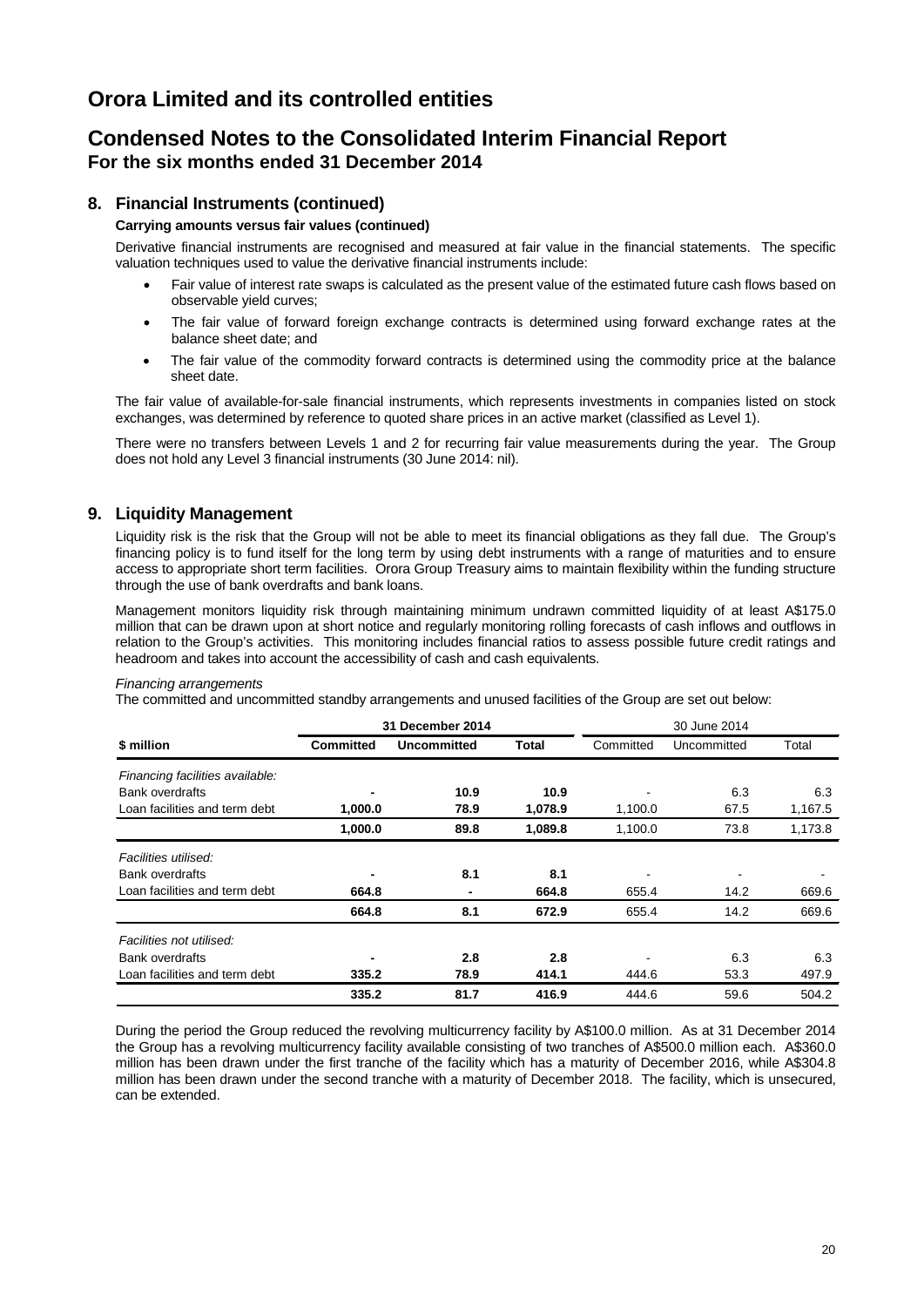# Orora Limited and its controlled entities

## Condensed Notes to the Consolidated Interim Financial Report
### For the six months ended 31 December 2014

### 8. Financial Instruments (continued)

**Carrying amounts versus fair values (continued)**

Derivative financial instruments are recognised and measured at fair value in the financial statements. The specific valuation techniques used to value the derivative financial instruments include:

- Fair value of interest rate swaps is calculated as the present value of the estimated future cash flows based on observable yield curves;
- The fair value of forward foreign exchange contracts is determined using forward exchange rates at the balance sheet date; and
- The fair value of the commodity forward contracts is determined using the commodity price at the balance sheet date.

The fair value of available-for-sale financial instruments, which represents investments in companies listed on stock exchanges, was determined by reference to quoted share prices in an active market (classified as Level 1).

There were no transfers between Levels 1 and 2 for recurring fair value measurements during the year. The Group does not hold any Level 3 financial instruments (30 June 2014: nil).

### 9. Liquidity Management

Liquidity risk is the risk that the Group will not be able to meet its financial obligations as they fall due. The Group's financing policy is to fund itself for the long term by using debt instruments with a range of maturities and to ensure access to appropriate short term facilities. Orora Group Treasury aims to maintain flexibility within the funding structure through the use of bank overdrafts and bank loans.

Management monitors liquidity risk through maintaining minimum undrawn committed liquidity of at least A$175.0 million that can be drawn upon at short notice and regularly monitoring rolling forecasts of cash inflows and outflows in relation to the Group's activities. This monitoring includes financial ratios to assess possible future credit ratings and headroom and takes into account the accessibility of cash and cash equivalents.

*Financing arrangements*

The committed and uncommitted standby arrangements and unused facilities of the Group are set out below:

| | **31 December 2014** | | | 30 June 2014 | | |
|---|---|---|---|---|---|---|
| **$ million** | **Committed** | **Uncommitted** | **Total** | Committed | Uncommitted | Total |
| *Financing facilities available:* | | | | | | |
| Bank overdrafts | **-** | **10.9** | **10.9** | - | 6.3 | 6.3 |
| Loan facilities and term debt | **1,000.0** | **78.9** | **1,078.9** | 1,100.0 | 67.5 | 1,167.5 |
| | **1,000.0** | **89.8** | **1,089.8** | 1,100.0 | 73.8 | 1,173.8 |
| *Facilities utilised:* | | | | | | |
| Bank overdrafts | **-** | **8.1** | **8.1** | - | - | - |
| Loan facilities and term debt | **664.8** | **-** | **664.8** | 655.4 | 14.2 | 669.6 |
| | **664.8** | **8.1** | **672.9** | 655.4 | 14.2 | 669.6 |
| *Facilities not utilised:* | | | | | | |
| Bank overdrafts | **-** | **2.8** | **2.8** | - | 6.3 | 6.3 |
| Loan facilities and term debt | **335.2** | **78.9** | **414.1** | 444.6 | 53.3 | 497.9 |
| | **335.2** | **81.7** | **416.9** | 444.6 | 59.6 | 504.2 |

During the period the Group reduced the revolving multicurrency facility by A$100.0 million. As at 31 December 2014 the Group has a revolving multicurrency facility available consisting of two tranches of A$500.0 million each. A$360.0 million has been drawn under the first tranche of the facility which has a maturity of December 2016, while A$304.8 million has been drawn under the second tranche with a maturity of December 2018. The facility, which is unsecured, can be extended.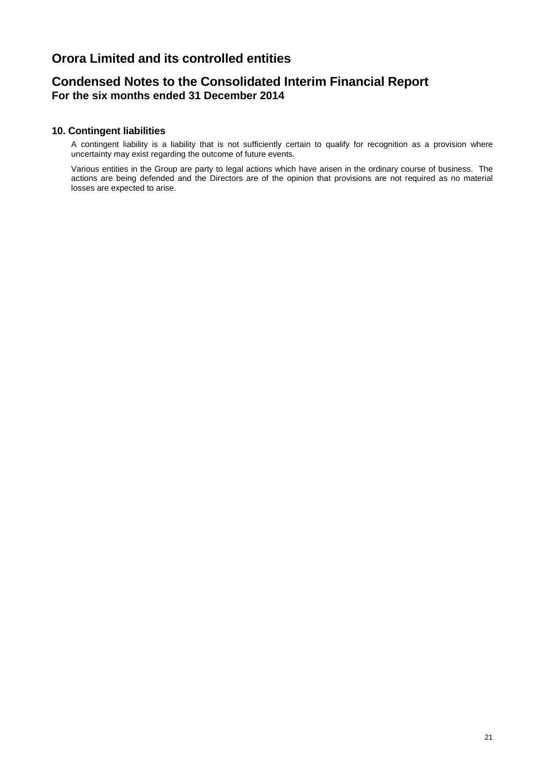# Orora Limited and its controlled entities

## Condensed Notes to the Consolidated Interim Financial Report
### For the six months ended 31 December 2014

### 10. Contingent liabilities

A contingent liability is a liability that is not sufficiently certain to qualify for recognition as a provision where uncertainty may exist regarding the outcome of future events.

Various entities in the Group are party to legal actions which have arisen in the ordinary course of business. The actions are being defended and the Directors are of the opinion that provisions are not required as no material losses are expected to arise.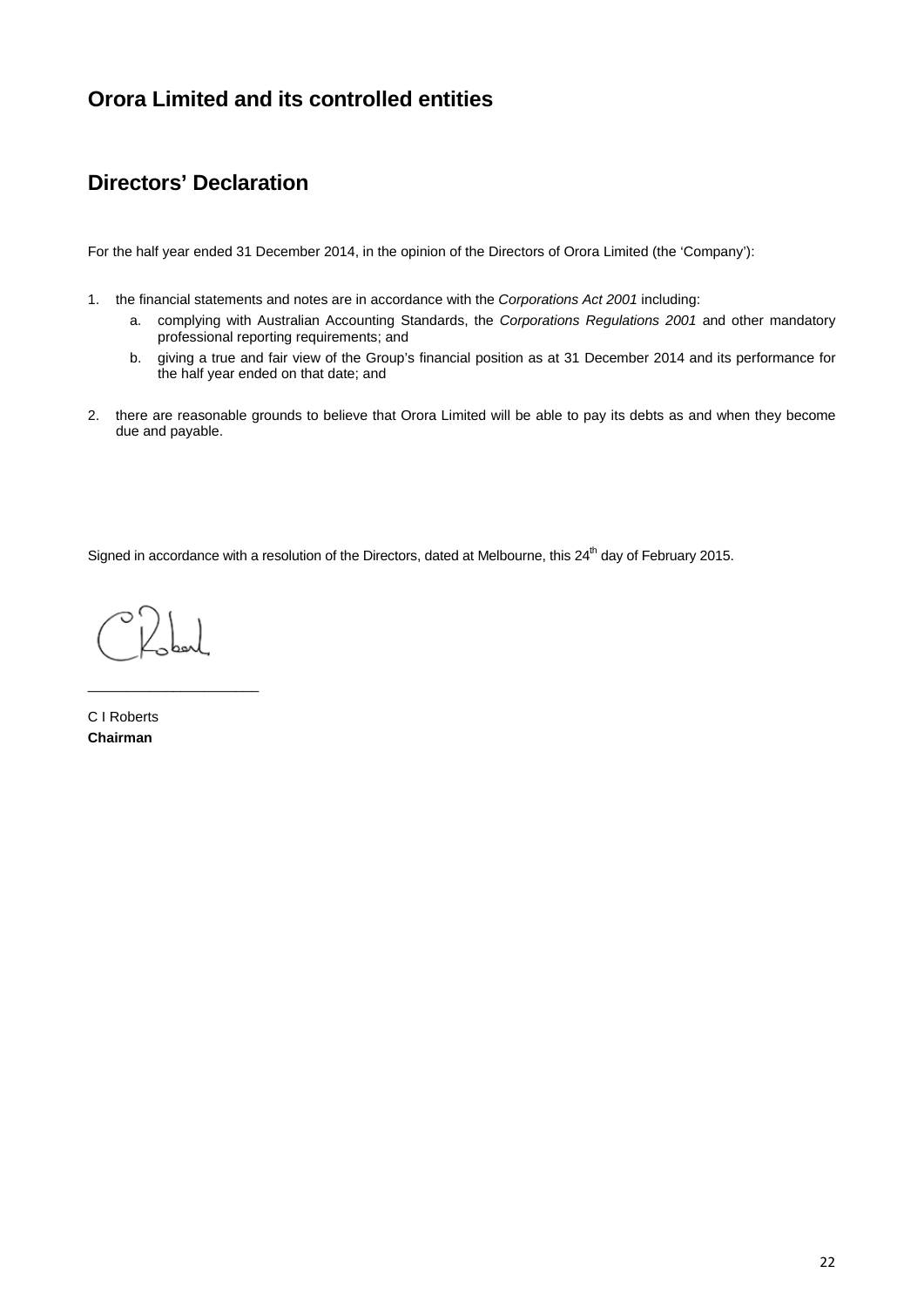# Orora Limited and its controlled entities

## Directors' Declaration

For the half year ended 31 December 2014, in the opinion of the Directors of Orora Limited (the 'Company'):

1. the financial statements and notes are in accordance with the *Corporations Act 2001* including:
   a. complying with Australian Accounting Standards, the *Corporations Regulations 2001* and other mandatory professional reporting requirements; and
   b. giving a true and fair view of the Group's financial position as at 31 December 2014 and its performance for the half year ended on that date; and

2. there are reasonable grounds to believe that Orora Limited will be able to pay its debts as and when they become due and payable.

Signed in accordance with a resolution of the Directors, dated at Melbourne, this 24th day of February 2015.

\_\_\_\_\_\_\_\_\_\_\_\_\_\_\_\_\_\_\_\_\_\_

C I Roberts
**Chairman**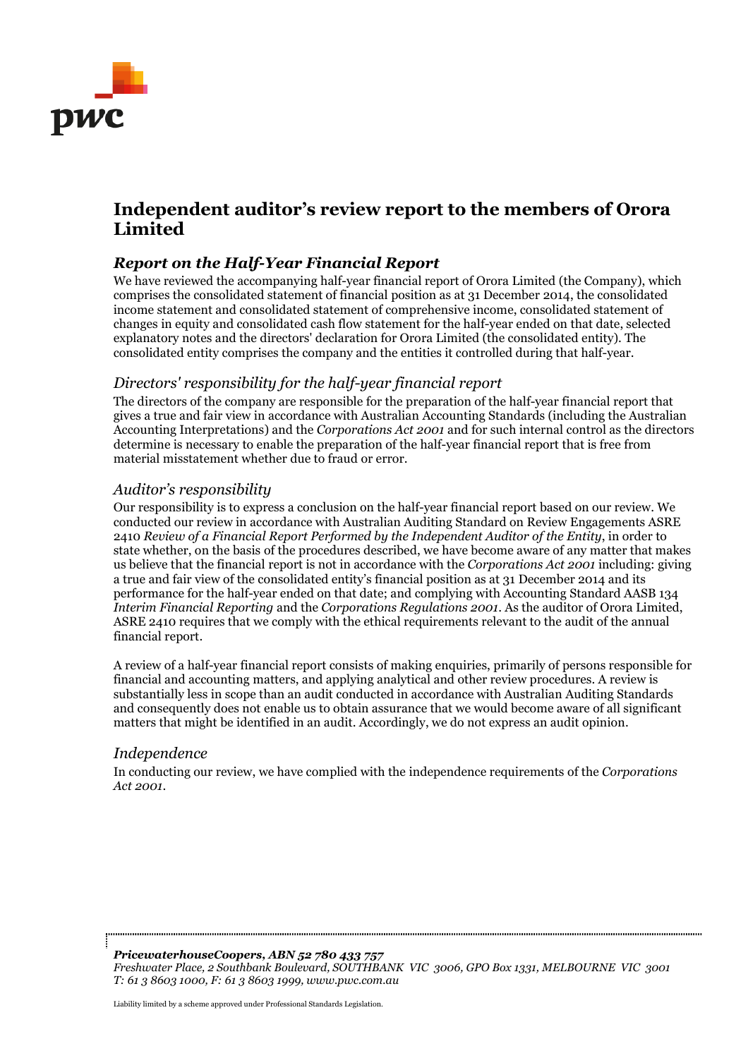# Independent auditor's review report to the members of Orora Limited

## *Report on the Half-Year Financial Report*

We have reviewed the accompanying half-year financial report of Orora Limited (the Company), which comprises the consolidated statement of financial position as at 31 December 2014, the consolidated income statement and consolidated statement of comprehensive income, consolidated statement of changes in equity and consolidated cash flow statement for the half-year ended on that date, selected explanatory notes and the directors' declaration for Orora Limited (the consolidated entity). The consolidated entity comprises the company and the entities it controlled during that half-year.

### *Directors' responsibility for the half-year financial report*

The directors of the company are responsible for the preparation of the half-year financial report that gives a true and fair view in accordance with Australian Accounting Standards (including the Australian Accounting Interpretations) and the *Corporations Act 2001* and for such internal control as the directors determine is necessary to enable the preparation of the half-year financial report that is free from material misstatement whether due to fraud or error.

### *Auditor's responsibility*

Our responsibility is to express a conclusion on the half-year financial report based on our review. We conducted our review in accordance with Australian Auditing Standard on Review Engagements ASRE 2410 *Review of a Financial Report Performed by the Independent Auditor of the Entity*, in order to state whether, on the basis of the procedures described, we have become aware of any matter that makes us believe that the financial report is not in accordance with the *Corporations Act 2001* including: giving a true and fair view of the consolidated entity's financial position as at 31 December 2014 and its performance for the half-year ended on that date; and complying with Accounting Standard AASB 134 *Interim Financial Reporting* and the *Corporations Regulations 2001*. As the auditor of Orora Limited, ASRE 2410 requires that we comply with the ethical requirements relevant to the audit of the annual financial report.

A review of a half-year financial report consists of making enquiries, primarily of persons responsible for financial and accounting matters, and applying analytical and other review procedures. A review is substantially less in scope than an audit conducted in accordance with Australian Auditing Standards and consequently does not enable us to obtain assurance that we would become aware of all significant matters that might be identified in an audit. Accordingly, we do not express an audit opinion.

### *Independence*

In conducting our review, we have complied with the independence requirements of the *Corporations Act 2001*.

***PricewaterhouseCoopers, ABN 52 780 433 757***
*Freshwater Place, 2 Southbank Boulevard, SOUTHBANK VIC 3006, GPO Box 1331, MELBOURNE VIC 3001*
*T: 61 3 8603 1000, F: 61 3 8603 1999, www.pwc.com.au*

Liability limited by a scheme approved under Professional Standards Legislation.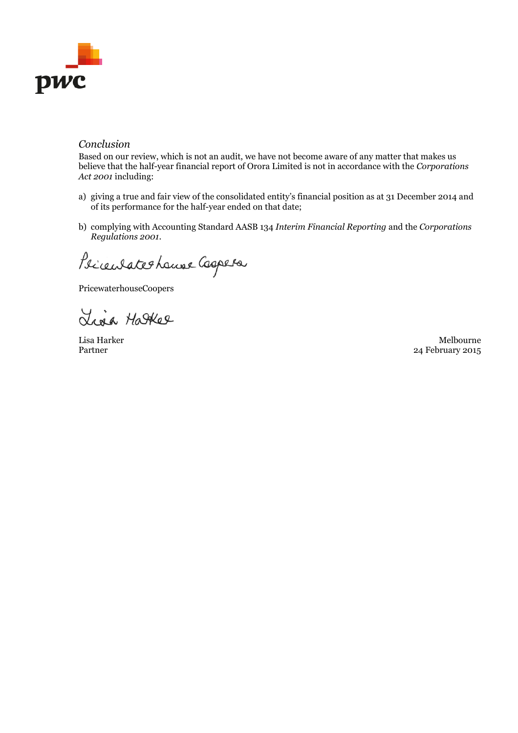*Conclusion*

Based on our review, which is not an audit, we have not become aware of any matter that makes us believe that the half-year financial report of Orora Limited is not in accordance with the *Corporations Act 2001* including:

a) giving a true and fair view of the consolidated entity's financial position as at 31 December 2014 and of its performance for the half-year ended on that date;

b) complying with Accounting Standard AASB 134 *Interim Financial Reporting* and the *Corporations Regulations 2001*.

PricewaterhouseCoopers

Lisa Harker
Partner

Melbourne
24 February 2015